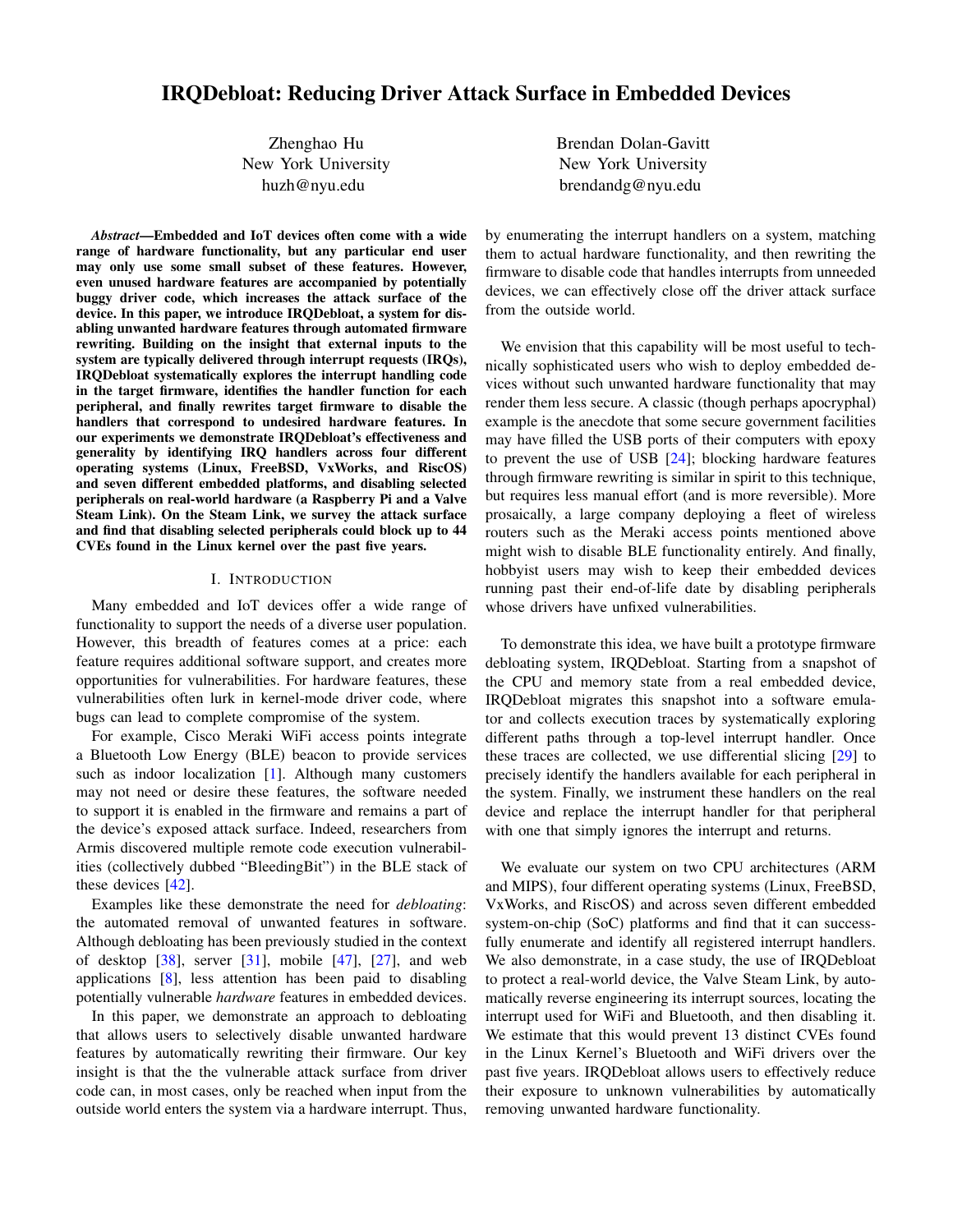# IRQDebloat: Reducing Driver Attack Surface in Embedded Devices

Zhenghao Hu
New York University
huzh@nyu.edu

Brendan Dolan-Gavitt
New York University
brendandg@nyu.edu

***Abstract*—Embedded and IoT devices often come with a wide range of hardware functionality, but any particular end user may only use some small subset of these features. However, even unused hardware features are accompanied by potentially buggy driver code, which increases the attack surface of the device. In this paper, we introduce IRQDebloat, a system for disabling unwanted hardware features through automated firmware rewriting. Building on the insight that external inputs to the system are typically delivered through interrupt requests (IRQs), IRQDebloat systematically explores the interrupt handling code in the target firmware, identifies the handler function for each peripheral, and finally rewrites target firmware to disable the handlers that correspond to undesired hardware features. In our experiments we demonstrate IRQDebloat's effectiveness and generality by identifying IRQ handlers across four different operating systems (Linux, FreeBSD, VxWorks, and RiscOS) and seven different embedded platforms, and disabling selected peripherals on real-world hardware (a Raspberry Pi and a Valve Steam Link). On the Steam Link, we survey the attack surface and find that disabling selected peripherals could block up to 44 CVEs found in the Linux kernel over the past five years.**

## I. Introduction

Many embedded and IoT devices offer a wide range of functionality to support the needs of a diverse user population. However, this breadth of features comes at a price: each feature requires additional software support, and creates more opportunities for vulnerabilities. For hardware features, these vulnerabilities often lurk in kernel-mode driver code, where bugs can lead to complete compromise of the system.

For example, Cisco Meraki WiFi access points integrate a Bluetooth Low Energy (BLE) beacon to provide services such as indoor localization [1]. Although many customers may not need or desire these features, the software needed to support it is enabled in the firmware and remains a part of the device's exposed attack surface. Indeed, researchers from Armis discovered multiple remote code execution vulnerabilities (collectively dubbed "BleedingBit") in the BLE stack of these devices [42].

Examples like these demonstrate the need for *debloating*: the automated removal of unwanted features in software. Although debloating has been previously studied in the context of desktop [38], server [31], mobile [47], [27], and web applications [8], less attention has been paid to disabling potentially vulnerable *hardware* features in embedded devices.

In this paper, we demonstrate an approach to debloating that allows users to selectively disable unwanted hardware features by automatically rewriting their firmware. Our key insight is that the the vulnerable attack surface from driver code can, in most cases, only be reached when input from the outside world enters the system via a hardware interrupt. Thus, by enumerating the interrupt handlers on a system, matching them to actual hardware functionality, and then rewriting the firmware to disable code that handles interrupts from unneeded devices, we can effectively close off the driver attack surface from the outside world.

We envision that this capability will be most useful to technically sophisticated users who wish to deploy embedded devices without such unwanted hardware functionality that may render them less secure. A classic (though perhaps apocryphal) example is the anecdote that some secure government facilities may have filled the USB ports of their computers with epoxy to prevent the use of USB [24]; blocking hardware features through firmware rewriting is similar in spirit to this technique, but requires less manual effort (and is more reversible). More prosaically, a large company deploying a fleet of wireless routers such as the Meraki access points mentioned above might wish to disable BLE functionality entirely. And finally, hobbyist users may wish to keep their embedded devices running past their end-of-life date by disabling peripherals whose drivers have unfixed vulnerabilities.

To demonstrate this idea, we have built a prototype firmware debloating system, IRQDebloat. Starting from a snapshot of the CPU and memory state from a real embedded device, IRQDebloat migrates this snapshot into a software emulator and collects execution traces by systematically exploring different paths through a top-level interrupt handler. Once these traces are collected, we use differential slicing [29] to precisely identify the handlers available for each peripheral in the system. Finally, we instrument these handlers on the real device and replace the interrupt handler for that peripheral with one that simply ignores the interrupt and returns.

We evaluate our system on two CPU architectures (ARM and MIPS), four different operating systems (Linux, FreeBSD, VxWorks, and RiscOS) and across seven different embedded system-on-chip (SoC) platforms and find that it can successfully enumerate and identify all registered interrupt handlers. We also demonstrate, in a case study, the use of IRQDebloat to protect a real-world device, the Valve Steam Link, by automatically reverse engineering its interrupt sources, locating the interrupt used for WiFi and Bluetooth, and then disabling it. We estimate that this would prevent 13 distinct CVEs found in the Linux Kernel's Bluetooth and WiFi drivers over the past five years. IRQDebloat allows users to effectively reduce their exposure to unknown vulnerabilities by automatically removing unwanted hardware functionality.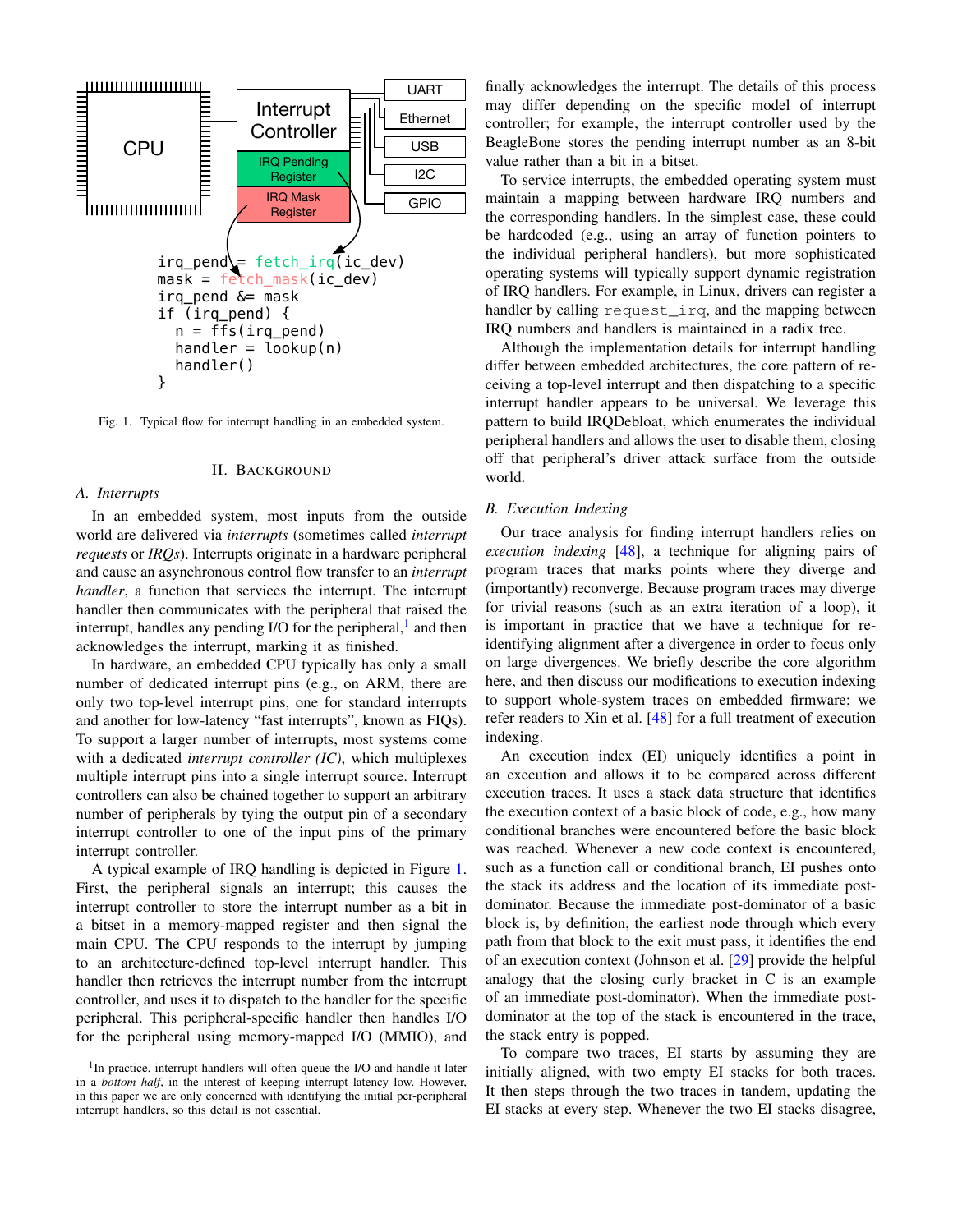```
irq_pend = fetch_irq(ic_dev)
mask = fetch_mask(ic_dev)
irq_pend &= mask
if (irq_pend) {
  n = ffs(irq_pend)
  handler = lookup(n)
  handler()
}
```

Fig. 1. Typical flow for interrupt handling in an embedded system.

## II. Background

### A. Interrupts

In an embedded system, most inputs from the outside world are delivered via *interrupts* (sometimes called *interrupt requests* or *IRQs*). Interrupts originate in a hardware peripheral and cause an asynchronous control flow transfer to an *interrupt handler*, a function that services the interrupt. The interrupt handler then communicates with the peripheral that raised the interrupt, handles any pending I/O for the peripheral,[1] and then acknowledges the interrupt, marking it as finished.

In hardware, an embedded CPU typically has only a small number of dedicated interrupt pins (e.g., on ARM, there are only two top-level interrupt pins, one for standard interrupts and another for low-latency "fast interrupts", known as FIQs). To support a larger number of interrupts, most systems come with a dedicated *interrupt controller (IC)*, which multiplexes multiple interrupt pins into a single interrupt source. Interrupt controllers can also be chained together to support an arbitrary number of peripherals by tying the output pin of a secondary interrupt controller to one of the input pins of the primary interrupt controller.

A typical example of IRQ handling is depicted in Figure 1. First, the peripheral signals an interrupt; this causes the interrupt controller to store the interrupt number as a bit in a bitset in a memory-mapped register and then signal the main CPU. The CPU responds to the interrupt by jumping to an architecture-defined top-level interrupt handler. This handler then retrieves the interrupt number from the interrupt controller, and uses it to dispatch to the handler for the specific peripheral. This peripheral-specific handler then handles I/O for the peripheral using memory-mapped I/O (MMIO), and finally acknowledges the interrupt. The details of this process may differ depending on the specific model of interrupt controller; for example, the interrupt controller used by the BeagleBone stores the pending interrupt number as an 8-bit value rather than a bit in a bitset.

To service interrupts, the embedded operating system must maintain a mapping between hardware IRQ numbers and the corresponding handlers. In the simplest case, these could be hardcoded (e.g., using an array of function pointers to the individual peripheral handlers), but more sophisticated operating systems will typically support dynamic registration of IRQ handlers. For example, in Linux, drivers can register a handler by calling `request_irq`, and the mapping between IRQ numbers and handlers is maintained in a radix tree.

Although the implementation details for interrupt handling differ between embedded architectures, the core pattern of receiving a top-level interrupt and then dispatching to a specific interrupt handler appears to be universal. We leverage this pattern to build IRQDebloat, which enumerates the individual peripheral handlers and allows the user to disable them, closing off that peripheral's driver attack surface from the outside world.

### B. Execution Indexing

Our trace analysis for finding interrupt handlers relies on *execution indexing* [48], a technique for aligning pairs of program traces that marks points where they diverge and (importantly) reconverge. Because program traces may diverge for trivial reasons (such as an extra iteration of a loop), it is important in practice that we have a technique for re-identifying alignment after a divergence in order to focus only on large divergences. We briefly describe the core algorithm here, and then discuss our modifications to execution indexing to support whole-system traces on embedded firmware; we refer readers to Xin et al. [48] for a full treatment of execution indexing.

An execution index (EI) uniquely identifies a point in an execution and allows it to be compared across different execution traces. It uses a stack data structure that identifies the execution context of a basic block of code, e.g., how many conditional branches were encountered before the basic block was reached. Whenever a new code context is encountered, such as a function call or conditional branch, EI pushes onto the stack its address and the location of its immediate post-dominator. Because the immediate post-dominator of a basic block is, by definition, the earliest node through which every path from that block to the exit must pass, it identifies the end of an execution context (Johnson et al. [29] provide the helpful analogy that the closing curly bracket in C is an example of an immediate post-dominator). When the immediate post-dominator at the top of the stack is encountered in the trace, the stack entry is popped.

To compare two traces, EI starts by assuming they are initially aligned, with two empty EI stacks for both traces. It then steps through the two traces in tandem, updating the EI stacks at every step. Whenever the two EI stacks disagree,

[1] In practice, interrupt handlers will often queue the I/O and handle it later in a *bottom half*, in the interest of keeping interrupt latency low. However, in this paper we are only concerned with identifying the initial per-peripheral interrupt handlers, so this detail is not essential.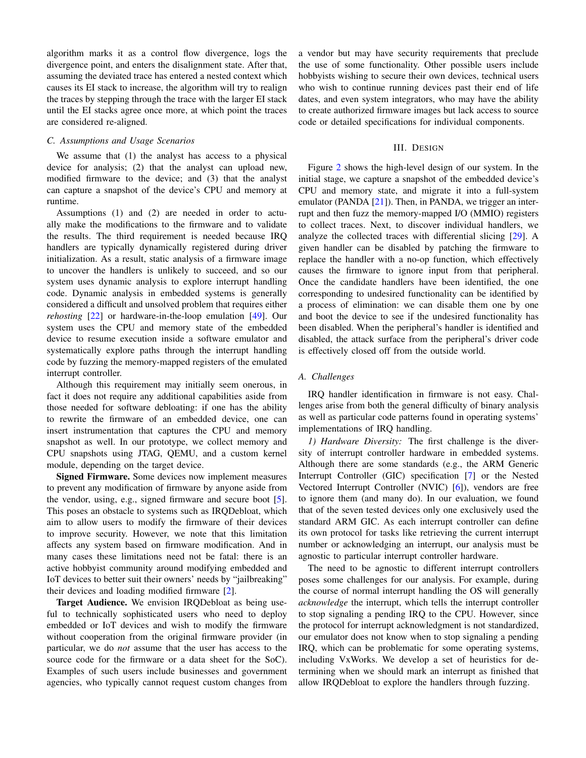algorithm marks it as a control flow divergence, logs the divergence point, and enters the disalignment state. After that, assuming the deviated trace has entered a nested context which causes its EI stack to increase, the algorithm will try to realign the traces by stepping through the trace with the larger EI stack until the EI stacks agree once more, at which point the traces are considered re-aligned.

### *C. Assumptions and Usage Scenarios*

We assume that (1) the analyst has access to a physical device for analysis; (2) that the analyst can upload new, modified firmware to the device; and (3) that the analyst can capture a snapshot of the device's CPU and memory at runtime.

Assumptions (1) and (2) are needed in order to actually make the modifications to the firmware and to validate the results. The third requirement is needed because IRQ handlers are typically dynamically registered during driver initialization. As a result, static analysis of a firmware image to uncover the handlers is unlikely to succeed, and so our system uses dynamic analysis to explore interrupt handling code. Dynamic analysis in embedded systems is generally considered a difficult and unsolved problem that requires either *rehosting* [22] or hardware-in-the-loop emulation [49]. Our system uses the CPU and memory state of the embedded device to resume execution inside a software emulator and systematically explore paths through the interrupt handling code by fuzzing the memory-mapped registers of the emulated interrupt controller.

Although this requirement may initially seem onerous, in fact it does not require any additional capabilities aside from those needed for software debloating: if one has the ability to rewrite the firmware of an embedded device, one can insert instrumentation that captures the CPU and memory snapshot as well. In our prototype, we collect memory and CPU snapshots using JTAG, QEMU, and a custom kernel module, depending on the target device.

**Signed Firmware.** Some devices now implement measures to prevent any modification of firmware by anyone aside from the vendor, using, e.g., signed firmware and secure boot [5]. This poses an obstacle to systems such as IRQDebloat, which aim to allow users to modify the firmware of their devices to improve security. However, we note that this limitation affects any system based on firmware modification. And in many cases these limitations need not be fatal: there is an active hobbyist community around modifying embedded and IoT devices to better suit their owners' needs by "jailbreaking" their devices and loading modified firmware [2].

**Target Audience.** We envision IRQDebloat as being useful to technically sophisticated users who need to deploy embedded or IoT devices and wish to modify the firmware without cooperation from the original firmware provider (in particular, we do *not* assume that the user has access to the source code for the firmware or a data sheet for the SoC). Examples of such users include businesses and government agencies, who typically cannot request custom changes from a vendor but may have security requirements that preclude the use of some functionality. Other possible users include hobbyists wishing to secure their own devices, technical users who wish to continue running devices past their end of life dates, and even system integrators, who may have the ability to create authorized firmware images but lack access to source code or detailed specifications for individual components.

## III. Design

Figure 2 shows the high-level design of our system. In the initial stage, we capture a snapshot of the embedded device's CPU and memory state, and migrate it into a full-system emulator (PANDA [21]). Then, in PANDA, we trigger an interrupt and then fuzz the memory-mapped I/O (MMIO) registers to collect traces. Next, to discover individual handlers, we analyze the collected traces with differential slicing [29]. A given handler can be disabled by patching the firmware to replace the handler with a no-op function, which effectively causes the firmware to ignore input from that peripheral. Once the candidate handlers have been identified, the one corresponding to undesired functionality can be identified by a process of elimination: we can disable them one by one and boot the device to see if the undesired functionality has been disabled. When the peripheral's handler is identified and disabled, the attack surface from the peripheral's driver code is effectively closed off from the outside world.

### *A. Challenges*

IRQ handler identification in firmware is not easy. Challenges arise from both the general difficulty of binary analysis as well as particular code patterns found in operating systems' implementations of IRQ handling.

*1) Hardware Diversity:* The first challenge is the diversity of interrupt controller hardware in embedded systems. Although there are some standards (e.g., the ARM Generic Interrupt Controller (GIC) specification [7] or the Nested Vectored Interrupt Controller (NVIC) [6]), vendors are free to ignore them (and many do). In our evaluation, we found that of the seven tested devices only one exclusively used the standard ARM GIC. As each interrupt controller can define its own protocol for tasks like retrieving the current interrupt number or acknowledging an interrupt, our analysis must be agnostic to particular interrupt controller hardware.

The need to be agnostic to different interrupt controllers poses some challenges for our analysis. For example, during the course of normal interrupt handling the OS will generally *acknowledge* the interrupt, which tells the interrupt controller to stop signaling a pending IRQ to the CPU. However, since the protocol for interrupt acknowledgment is not standardized, our emulator does not know when to stop signaling a pending IRQ, which can be problematic for some operating systems, including VxWorks. We develop a set of heuristics for determining when we should mark an interrupt as finished that allow IRQDebloat to explore the handlers through fuzzing.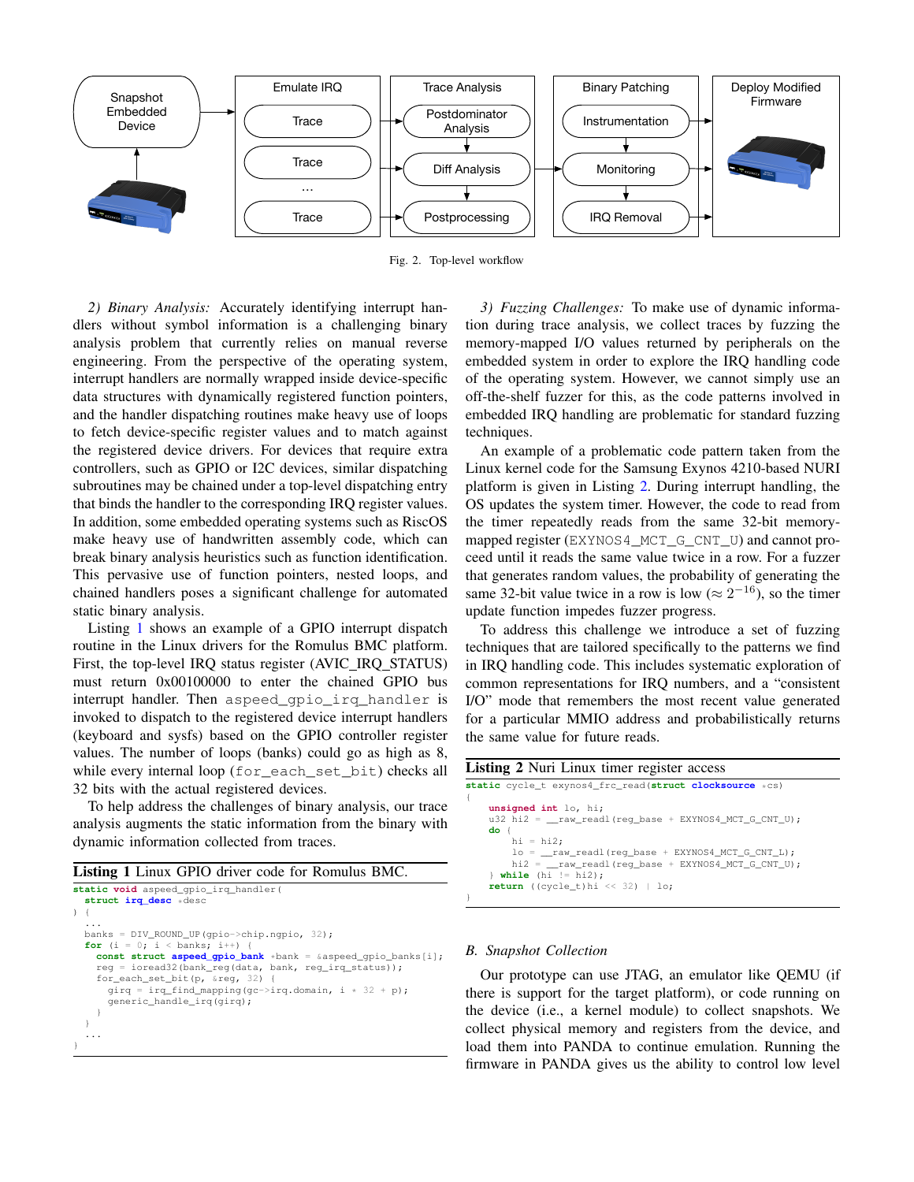Fig. 2. Top-level workflow

*2) Binary Analysis:* Accurately identifying interrupt handlers without symbol information is a challenging binary analysis problem that currently relies on manual reverse engineering. From the perspective of the operating system, interrupt handlers are normally wrapped inside device-specific data structures with dynamically registered function pointers, and the handler dispatching routines make heavy use of loops to fetch device-specific register values and to match against the registered device drivers. For devices that require extra controllers, such as GPIO or I2C devices, similar dispatching subroutines may be chained under a top-level dispatching entry that binds the handler to the corresponding IRQ register values. In addition, some embedded operating systems such as RiscOS make heavy use of handwritten assembly code, which can break binary analysis heuristics such as function identification. This pervasive use of function pointers, nested loops, and chained handlers poses a significant challenge for automated static binary analysis.

Listing 1 shows an example of a GPIO interrupt dispatch routine in the Linux drivers for the Romulus BMC platform. First, the top-level IRQ status register (AVIC_IRQ_STATUS) must return 0x00100000 to enter the chained GPIO bus interrupt handler. Then `aspeed_gpio_irq_handler` is invoked to dispatch to the registered device interrupt handlers (keyboard and sysfs) based on the GPIO controller register values. The number of loops (banks) could go as high as 8, while every internal loop (`for_each_set_bit`) checks all 32 bits with the actual registered devices.

To help address the challenges of binary analysis, our trace analysis augments the static information from the binary with dynamic information collected from traces.

**Listing 1** Linux GPIO driver code for Romulus BMC.

```
static void aspeed_gpio_irq_handler(
  struct irq_desc *desc
) {
  ...
  banks = DIV_ROUND_UP(gpio->chip.ngpio, 32);
  for (i = 0; i < banks; i++) {
    const struct aspeed_gpio_bank *bank = &aspeed_gpio_banks[i];
    reg = ioread32(bank_reg(data, bank, reg_irq_status));
    for_each_set_bit(p, &reg, 32) {
      girq = irq_find_mapping(gc->irq.domain, i * 32 + p);
      generic_handle_irq(girq);
    }
  }
  ...
}
```

*3) Fuzzing Challenges:* To make use of dynamic information during trace analysis, we collect traces by fuzzing the memory-mapped I/O values returned by peripherals on the embedded system in order to explore the IRQ handling code of the operating system. However, we cannot simply use an off-the-shelf fuzzer for this, as the code patterns involved in embedded IRQ handling are problematic for standard fuzzing techniques.

An example of a problematic code pattern taken from the Linux kernel code for the Samsung Exynos 4210-based NURI platform is given in Listing 2. During interrupt handling, the OS updates the system timer. However, the code to read from the timer repeatedly reads from the same 32-bit memory-mapped register (`EXYNOS4_MCT_G_CNT_U`) and cannot proceed until it reads the same value twice in a row. For a fuzzer that generates random values, the probability of generating the same 32-bit value twice in a row is low ($\approx 2^{-16}$), so the timer update function impedes fuzzer progress.

To address this challenge we introduce a set of fuzzing techniques that are tailored specifically to the patterns we find in IRQ handling code. This includes systematic exploration of common representations for IRQ numbers, and a "consistent I/O" mode that remembers the most recent value generated for a particular MMIO address and probabilistically returns the same value for future reads.

**Listing 2** Nuri Linux timer register access

```
static cycle_t exynos4_frc_read(struct clocksource *cs)
{
    unsigned int lo, hi;
    u32 hi2 = __raw_readl(reg_base + EXYNOS4_MCT_G_CNT_U);
    do {
        hi = hi2;
        lo = __raw_readl(reg_base + EXYNOS4_MCT_G_CNT_L);
        hi2 = __raw_readl(reg_base + EXYNOS4_MCT_G_CNT_U);
    } while (hi != hi2);
    return ((cycle_t)hi << 32) | lo;
}
```

### *B. Snapshot Collection*

Our prototype can use JTAG, an emulator like QEMU (if there is support for the target platform), or code running on the device (i.e., a kernel module) to collect snapshots. We collect physical memory and registers from the device, and load them into PANDA to continue emulation. Running the firmware in PANDA gives us the ability to control low level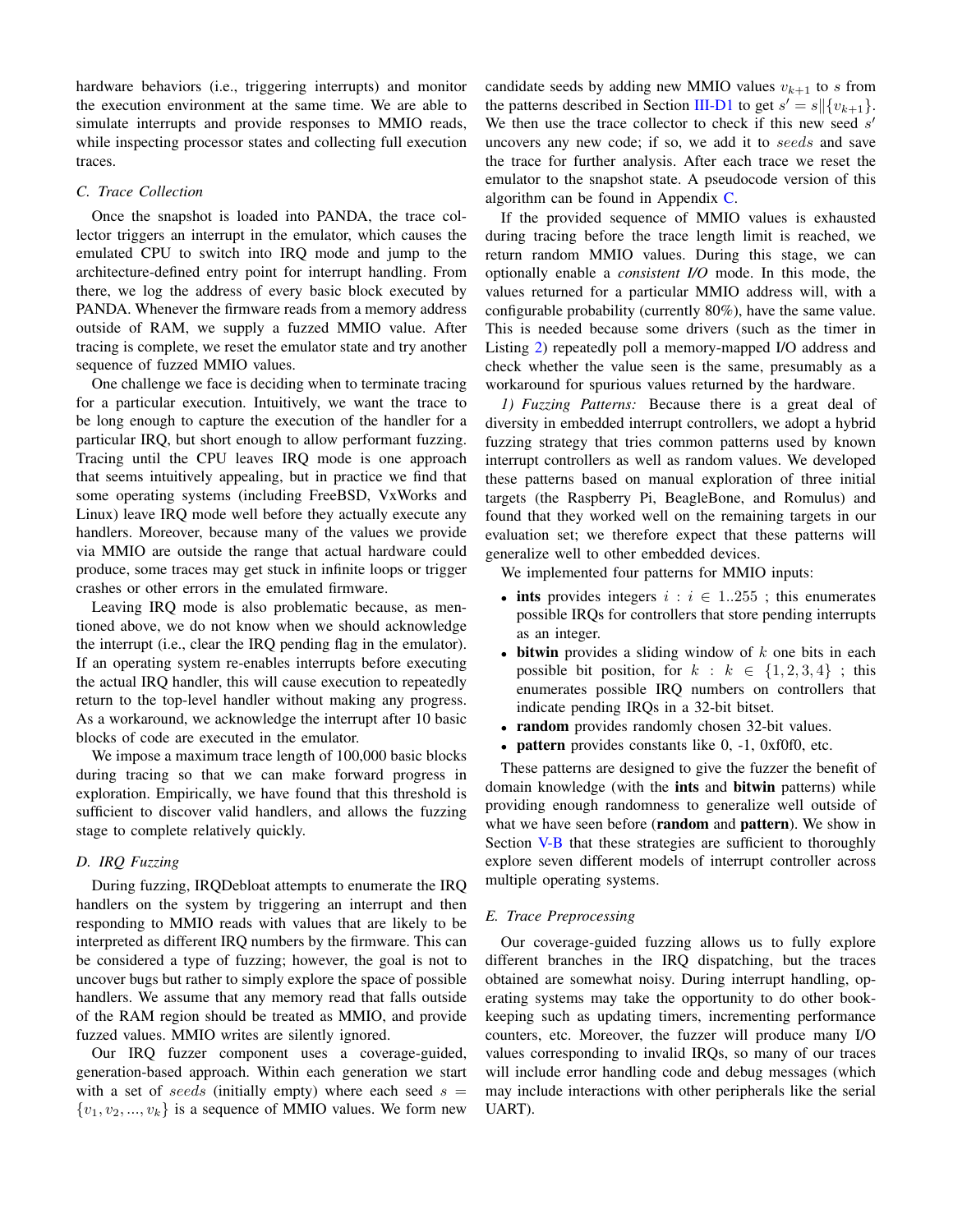hardware behaviors (i.e., triggering interrupts) and monitor the execution environment at the same time. We are able to simulate interrupts and provide responses to MMIO reads, while inspecting processor states and collecting full execution traces.

### C. Trace Collection

Once the snapshot is loaded into PANDA, the trace collector triggers an interrupt in the emulator, which causes the emulated CPU to switch into IRQ mode and jump to the architecture-defined entry point for interrupt handling. From there, we log the address of every basic block executed by PANDA. Whenever the firmware reads from a memory address outside of RAM, we supply a fuzzed MMIO value. After tracing is complete, we reset the emulator state and try another sequence of fuzzed MMIO values.

One challenge we face is deciding when to terminate tracing for a particular execution. Intuitively, we want the trace to be long enough to capture the execution of the handler for a particular IRQ, but short enough to allow performant fuzzing. Tracing until the CPU leaves IRQ mode is one approach that seems intuitively appealing, but in practice we find that some operating systems (including FreeBSD, VxWorks and Linux) leave IRQ mode well before they actually execute any handlers. Moreover, because many of the values we provide via MMIO are outside the range that actual hardware could produce, some traces may get stuck in infinite loops or trigger crashes or other errors in the emulated firmware.

Leaving IRQ mode is also problematic because, as mentioned above, we do not know when we should acknowledge the interrupt (i.e., clear the IRQ pending flag in the emulator). If an operating system re-enables interrupts before executing the actual IRQ handler, this will cause execution to repeatedly return to the top-level handler without making any progress. As a workaround, we acknowledge the interrupt after 10 basic blocks of code are executed in the emulator.

We impose a maximum trace length of 100,000 basic blocks during tracing so that we can make forward progress in exploration. Empirically, we have found that this threshold is sufficient to discover valid handlers, and allows the fuzzing stage to complete relatively quickly.

### D. IRQ Fuzzing

During fuzzing, IRQDebloat attempts to enumerate the IRQ handlers on the system by triggering an interrupt and then responding to MMIO reads with values that are likely to be interpreted as different IRQ numbers by the firmware. This can be considered a type of fuzzing; however, the goal is not to uncover bugs but rather to simply explore the space of possible handlers. We assume that any memory read that falls outside of the RAM region should be treated as MMIO, and provide fuzzed values. MMIO writes are silently ignored.

Our IRQ fuzzer component uses a coverage-guided, generation-based approach. Within each generation we start with a set of $seeds$ (initially empty) where each seed $s = \{v_1, v_2, ..., v_k\}$ is a sequence of MMIO values. We form new candidate seeds by adding new MMIO values $v_{k+1}$ to $s$ from the patterns described in Section III-D1 to get $s' = s \| \{v_{k+1}\}$. We then use the trace collector to check if this new seed $s'$ uncovers any new code; if so, we add it to $seeds$ and save the trace for further analysis. After each trace we reset the emulator to the snapshot state. A pseudocode version of this algorithm can be found in Appendix C.

If the provided sequence of MMIO values is exhausted during tracing before the trace length limit is reached, we return random MMIO values. During this stage, we can optionally enable a *consistent I/O* mode. In this mode, the values returned for a particular MMIO address will, with a configurable probability (currently 80%), have the same value. This is needed because some drivers (such as the timer in Listing 2) repeatedly poll a memory-mapped I/O address and check whether the value seen is the same, presumably as a workaround for spurious values returned by the hardware.

*1) Fuzzing Patterns:* Because there is a great deal of diversity in embedded interrupt controllers, we adopt a hybrid fuzzing strategy that tries common patterns used by known interrupt controllers as well as random values. We developed these patterns based on manual exploration of three initial targets (the Raspberry Pi, BeagleBone, and Romulus) and found that they worked well on the remaining targets in our evaluation set; we therefore expect that these patterns will generalize well to other embedded devices.

We implemented four patterns for MMIO inputs:

- **ints** provides integers $i : i \in 1..255$ ; this enumerates possible IRQs for controllers that store pending interrupts as an integer.
- **bitwin** provides a sliding window of $k$ one bits in each possible bit position, for $k : k \in \{1, 2, 3, 4\}$ ; this enumerates possible IRQ numbers on controllers that indicate pending IRQs in a 32-bit bitset.
- **random** provides randomly chosen 32-bit values.
- **pattern** provides constants like 0, -1, 0xf0f0, etc.

These patterns are designed to give the fuzzer the benefit of domain knowledge (with the **ints** and **bitwin** patterns) while providing enough randomness to generalize well outside of what we have seen before (**random** and **pattern**). We show in Section V-B that these strategies are sufficient to thoroughly explore seven different models of interrupt controller across multiple operating systems.

### E. Trace Preprocessing

Our coverage-guided fuzzing allows us to fully explore different branches in the IRQ dispatching, but the traces obtained are somewhat noisy. During interrupt handling, operating systems may take the opportunity to do other bookkeeping such as updating timers, incrementing performance counters, etc. Moreover, the fuzzer will produce many I/O values corresponding to invalid IRQs, so many of our traces will include error handling code and debug messages (which may include interactions with other peripherals like the serial UART).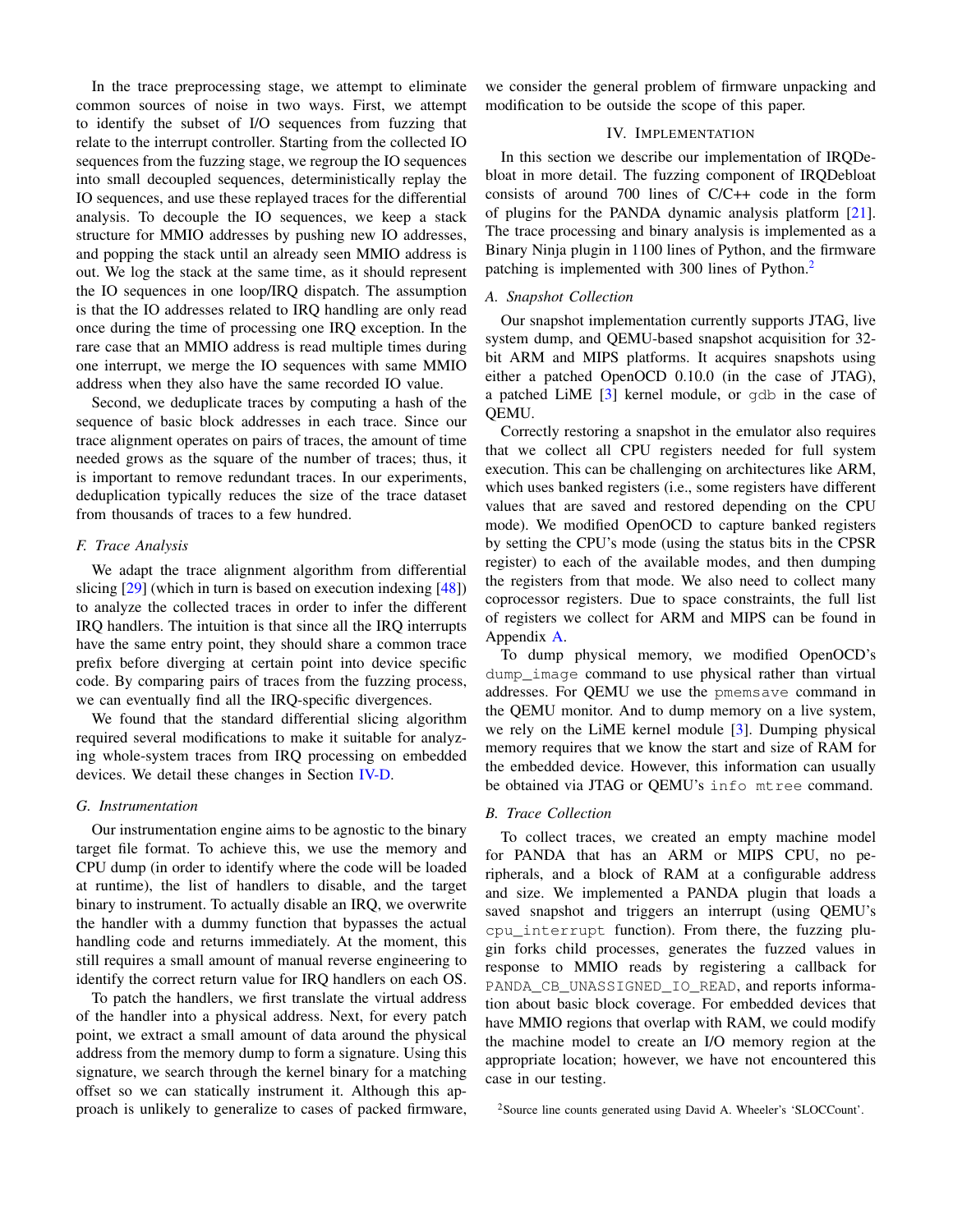In the trace preprocessing stage, we attempt to eliminate common sources of noise in two ways. First, we attempt to identify the subset of I/O sequences from fuzzing that relate to the interrupt controller. Starting from the collected IO sequences from the fuzzing stage, we regroup the IO sequences into small decoupled sequences, deterministically replay the IO sequences, and use these replayed traces for the differential analysis. To decouple the IO sequences, we keep a stack structure for MMIO addresses by pushing new IO addresses, and popping the stack until an already seen MMIO address is out. We log the stack at the same time, as it should represent the IO sequences in one loop/IRQ dispatch. The assumption is that the IO addresses related to IRQ handling are only read once during the time of processing one IRQ exception. In the rare case that an MMIO address is read multiple times during one interrupt, we merge the IO sequences with same MMIO address when they also have the same recorded IO value.

Second, we deduplicate traces by computing a hash of the sequence of basic block addresses in each trace. Since our trace alignment operates on pairs of traces, the amount of time needed grows as the square of the number of traces; thus, it is important to remove redundant traces. In our experiments, deduplication typically reduces the size of the trace dataset from thousands of traces to a few hundred.

### F. Trace Analysis

We adapt the trace alignment algorithm from differential slicing [29] (which in turn is based on execution indexing [48]) to analyze the collected traces in order to infer the different IRQ handlers. The intuition is that since all the IRQ interrupts have the same entry point, they should share a common trace prefix before diverging at certain point into device specific code. By comparing pairs of traces from the fuzzing process, we can eventually find all the IRQ-specific divergences.

We found that the standard differential slicing algorithm required several modifications to make it suitable for analyzing whole-system traces from IRQ processing on embedded devices. We detail these changes in Section IV-D.

### G. Instrumentation

Our instrumentation engine aims to be agnostic to the binary target file format. To achieve this, we use the memory and CPU dump (in order to identify where the code will be loaded at runtime), the list of handlers to disable, and the target binary to instrument. To actually disable an IRQ, we overwrite the handler with a dummy function that bypasses the actual handling code and returns immediately. At the moment, this still requires a small amount of manual reverse engineering to identify the correct return value for IRQ handlers on each OS.

To patch the handlers, we first translate the virtual address of the handler into a physical address. Next, for every patch point, we extract a small amount of data around the physical address from the memory dump to form a signature. Using this signature, we search through the kernel binary for a matching offset so we can statically instrument it. Although this approach is unlikely to generalize to cases of packed firmware, we consider the general problem of firmware unpacking and modification to be outside the scope of this paper.

## IV. Implementation

In this section we describe our implementation of IRQDebloat in more detail. The fuzzing component of IRQDebloat consists of around 700 lines of C/C++ code in the form of plugins for the PANDA dynamic analysis platform [21]. The trace processing and binary analysis is implemented as a Binary Ninja plugin in 1100 lines of Python, and the firmware patching is implemented with 300 lines of Python.[2]

### A. Snapshot Collection

Our snapshot implementation currently supports JTAG, live system dump, and QEMU-based snapshot acquisition for 32-bit ARM and MIPS platforms. It acquires snapshots using either a patched OpenOCD 0.10.0 (in the case of JTAG), a patched LiME [3] kernel module, or `gdb` in the case of QEMU.

Correctly restoring a snapshot in the emulator also requires that we collect all CPU registers needed for full system execution. This can be challenging on architectures like ARM, which uses banked registers (i.e., some registers have different values that are saved and restored depending on the CPU mode). We modified OpenOCD to capture banked registers by setting the CPU's mode (using the status bits in the CPSR register) to each of the available modes, and then dumping the registers from that mode. We also need to collect many coprocessor registers. Due to space constraints, the full list of registers we collect for ARM and MIPS can be found in Appendix A.

To dump physical memory, we modified OpenOCD's `dump_image` command to use physical rather than virtual addresses. For QEMU we use the `pmemsave` command in the QEMU monitor. And to dump memory on a live system, we rely on the LiME kernel module [3]. Dumping physical memory requires that we know the start and size of RAM for the embedded device. However, this information can usually be obtained via JTAG or QEMU's `info mtree` command.

### B. Trace Collection

To collect traces, we created an empty machine model for PANDA that has an ARM or MIPS CPU, no peripherals, and a block of RAM at a configurable address and size. We implemented a PANDA plugin that loads a saved snapshot and triggers an interrupt (using QEMU's `cpu_interrupt` function). From there, the fuzzing plugin forks child processes, generates the fuzzed values in response to MMIO reads by registering a callback for `PANDA_CB_UNASSIGNED_IO_READ`, and reports information about basic block coverage. For embedded devices that have MMIO regions that overlap with RAM, we could modify the machine model to create an I/O memory region at the appropriate location; however, we have not encountered this case in our testing.

[2] Source line counts generated using David A. Wheeler's 'SLOCCount'.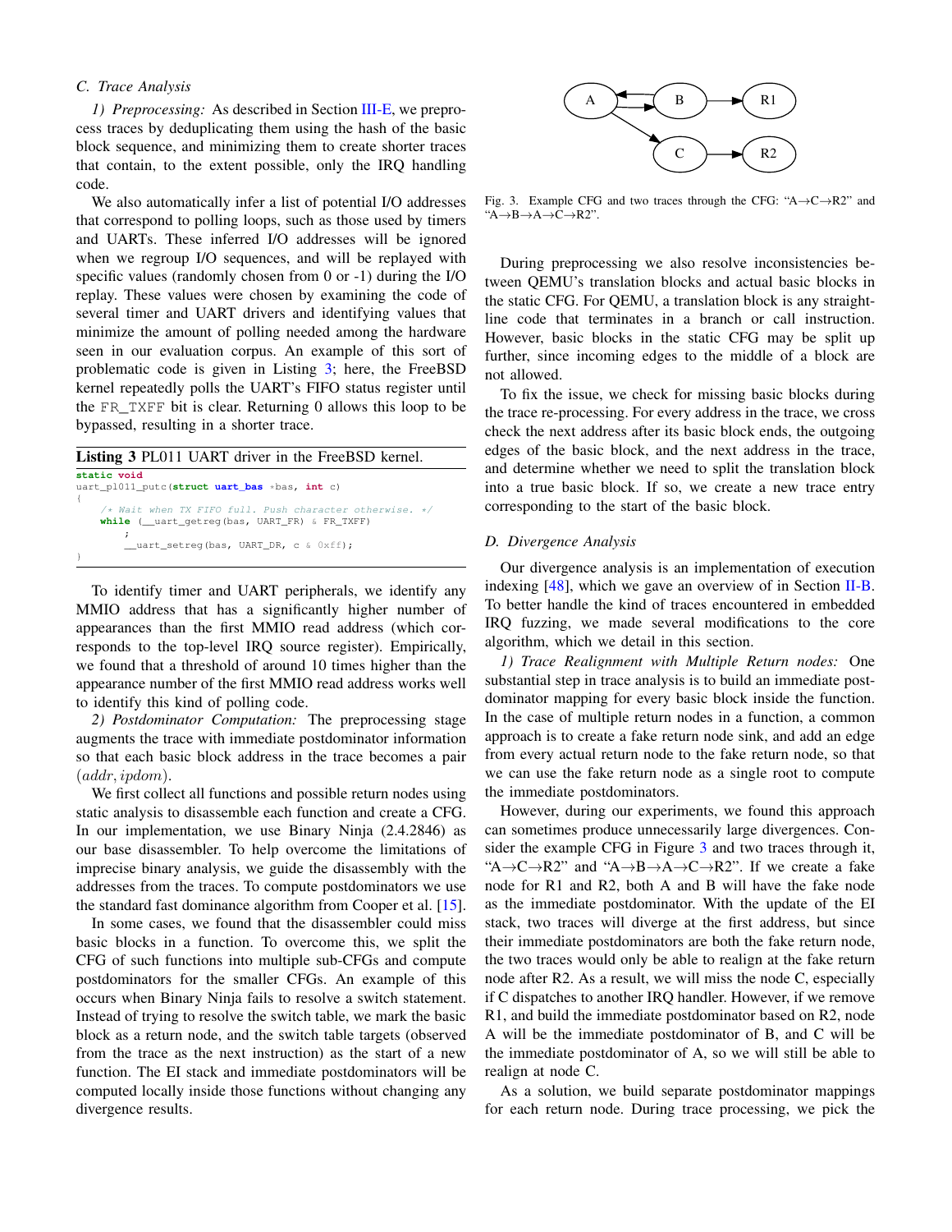### C. Trace Analysis

*1) Preprocessing:* As described in Section III-E, we preprocess traces by deduplicating them using the hash of the basic block sequence, and minimizing them to create shorter traces that contain, to the extent possible, only the IRQ handling code.

We also automatically infer a list of potential I/O addresses that correspond to polling loops, such as those used by timers and UARTs. These inferred I/O addresses will be ignored when we regroup I/O sequences, and will be replayed with specific values (randomly chosen from 0 or -1) during the I/O replay. These values were chosen by examining the code of several timer and UART drivers and identifying values that minimize the amount of polling needed among the hardware seen in our evaluation corpus. An example of this sort of problematic code is given in Listing 3; here, the FreeBSD kernel repeatedly polls the UART's FIFO status register until the `FR_TXFF` bit is clear. Returning 0 allows this loop to be bypassed, resulting in a shorter trace.

**Listing 3** PL011 UART driver in the FreeBSD kernel.

```
static void
uart_pl011_putc(struct uart_bas *bas, int c)
{
    /* Wait when TX FIFO full. Push character otherwise. */
    while (__uart_getreg(bas, UART_FR) & FR_TXFF)
        ;
    __uart_setreg(bas, UART_DR, c & 0xff);
}
```

To identify timer and UART peripherals, we identify any MMIO address that has a significantly higher number of appearances than the first MMIO read address (which corresponds to the top-level IRQ source register). Empirically, we found that a threshold of around 10 times higher than the appearance number of the first MMIO read address works well to identify this kind of polling code.

*2) Postdominator Computation:* The preprocessing stage augments the trace with immediate postdominator information so that each basic block address in the trace becomes a pair $(addr, ipdom)$.

We first collect all functions and possible return nodes using static analysis to disassemble each function and create a CFG. In our implementation, we use Binary Ninja (2.4.2846) as our base disassembler. To help overcome the limitations of imprecise binary analysis, we guide the disassembly with the addresses from the traces. To compute postdominators we use the standard fast dominance algorithm from Cooper et al. [15].

In some cases, we found that the disassembler could miss basic blocks in a function. To overcome this, we split the CFG of such functions into multiple sub-CFGs and compute postdominators for the smaller CFGs. An example of this occurs when Binary Ninja fails to resolve a switch statement. Instead of trying to resolve the switch table, we mark the basic block as a return node, and the switch table targets (observed from the trace as the next instruction) as the start of a new function. The EI stack and immediate postdominators will be computed locally inside those functions without changing any divergence results.

Fig. 3. Example CFG and two traces through the CFG: "A→C→R2" and "A→B→A→C→R2".

During preprocessing we also resolve inconsistencies between QEMU's translation blocks and actual basic blocks in the static CFG. For QEMU, a translation block is any straight-line code that terminates in a branch or call instruction. However, basic blocks in the static CFG may be split up further, since incoming edges to the middle of a block are not allowed.

To fix the issue, we check for missing basic blocks during the trace re-processing. For every address in the trace, we cross check the next address after its basic block ends, the outgoing edges of the basic block, and the next address in the trace, and determine whether we need to split the translation block into a true basic block. If so, we create a new trace entry corresponding to the start of the basic block.

### D. Divergence Analysis

Our divergence analysis is an implementation of execution indexing [48], which we gave an overview of in Section II-B. To better handle the kind of traces encountered in embedded IRQ fuzzing, we made several modifications to the core algorithm, which we detail in this section.

*1) Trace Realignment with Multiple Return nodes:* One substantial step in trace analysis is to build an immediate post-dominator mapping for every basic block inside the function. In the case of multiple return nodes in a function, a common approach is to create a fake return node sink, and add an edge from every actual return node to the fake return node, so that we can use the fake return node as a single root to compute the immediate postdominators.

However, during our experiments, we found this approach can sometimes produce unnecessarily large divergences. Consider the example CFG in Figure 3 and two traces through it, "A→C→R2" and "A→B→A→C→R2". If we create a fake node for R1 and R2, both A and B will have the fake node as the immediate postdominator. With the update of the EI stack, two traces will diverge at the first address, but since their immediate postdominators are both the fake return node, the two traces would only be able to realign at the fake return node after R2. As a result, we will miss the node C, especially if C dispatches to another IRQ handler. However, if we remove R1, and build the immediate postdominator based on R2, node A will be the immediate postdominator of B, and C will be the immediate postdominator of A, so we will still be able to realign at node C.

As a solution, we build separate postdominator mappings for each return node. During trace processing, we pick the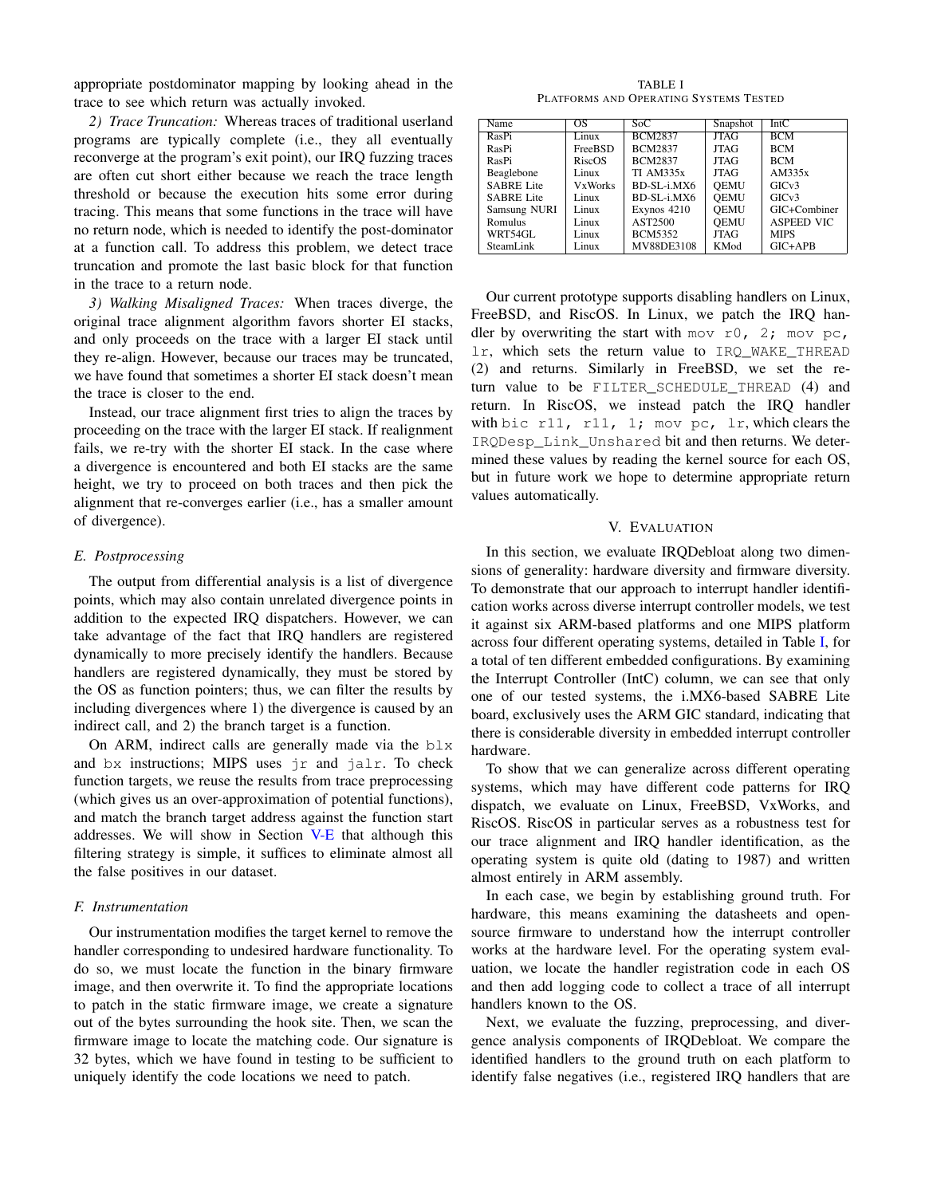appropriate postdominator mapping by looking ahead in the trace to see which return was actually invoked.

*2) Trace Truncation:* Whereas traces of traditional userland programs are typically complete (i.e., they all eventually reconverge at the program's exit point), our IRQ fuzzing traces are often cut short either because we reach the trace length threshold or because the execution hits some error during tracing. This means that some functions in the trace will have no return node, which is needed to identify the post-dominator at a function call. To address this problem, we detect trace truncation and promote the last basic block for that function in the trace to a return node.

*3) Walking Misaligned Traces:* When traces diverge, the original trace alignment algorithm favors shorter EI stacks, and only proceeds on the trace with a larger EI stack until they re-align. However, because our traces may be truncated, we have found that sometimes a shorter EI stack doesn't mean the trace is closer to the end.

Instead, our trace alignment first tries to align the traces by proceeding on the trace with the larger EI stack. If realignment fails, we re-try with the shorter EI stack. In the case where a divergence is encountered and both EI stacks are the same height, we try to proceed on both traces and then pick the alignment that re-converges earlier (i.e., has a smaller amount of divergence).

### E. Postprocessing

The output from differential analysis is a list of divergence points, which may also contain unrelated divergence points in addition to the expected IRQ dispatchers. However, we can take advantage of the fact that IRQ handlers are registered dynamically to more precisely identify the handlers. Because handlers are registered dynamically, they must be stored by the OS as function pointers; thus, we can filter the results by including divergences where 1) the divergence is caused by an indirect call, and 2) the branch target is a function.

On ARM, indirect calls are generally made via the `blx` and `bx` instructions; MIPS uses `jr` and `jalr`. To check function targets, we reuse the results from trace preprocessing (which gives us an over-approximation of potential functions), and match the branch target address against the function start addresses. We will show in Section V-E that although this filtering strategy is simple, it suffices to eliminate almost all the false positives in our dataset.

### F. Instrumentation

Our instrumentation modifies the target kernel to remove the handler corresponding to undesired hardware functionality. To do so, we must locate the function in the binary firmware image, and then overwrite it. To find the appropriate locations to patch in the static firmware image, we create a signature out of the bytes surrounding the hook site. Then, we scan the firmware image to locate the matching code. Our signature is 32 bytes, which we have found in testing to be sufficient to uniquely identify the code locations we need to patch.

TABLE I
PLATFORMS AND OPERATING SYSTEMS TESTED

| Name | OS | SoC | Snapshot | IntC |
|---|---|---|---|---|
| RasPi | Linux | BCM2837 | JTAG | BCM |
| RasPi | FreeBSD | BCM2837 | JTAG | BCM |
| RasPi | RiscOS | BCM2837 | JTAG | BCM |
| Beaglebone | Linux | TI AM335x | JTAG | AM335x |
| SABRE Lite | VxWorks | BD-SL-i.MX6 | QEMU | GICv3 |
| SABRE Lite | Linux | BD-SL-i.MX6 | QEMU | GICv3 |
| Samsung NURI | Linux | Exynos 4210 | QEMU | GIC+Combiner |
| Romulus | Linux | AST2500 | QEMU | ASPEED VIC |
| WRT54GL | Linux | BCM5352 | JTAG | MIPS |
| SteamLink | Linux | MV88DE3108 | KMod | GIC+APB |

Our current prototype supports disabling handlers on Linux, FreeBSD, and RiscOS. In Linux, we patch the IRQ handler by overwriting the start with `mov r0, 2; mov pc, lr`, which sets the return value to `IRQ_WAKE_THREAD` (2) and returns. Similarly in FreeBSD, we set the return value to be `FILTER_SCHEDULE_THREAD` (4) and return. In RiscOS, we instead patch the IRQ handler with `bic r11, r11, 1; mov pc, lr`, which clears the `IRQDesp_Link_Unshared` bit and then returns. We determined these values by reading the kernel source for each OS, but in future work we hope to determine appropriate return values automatically.

## V. Evaluation

In this section, we evaluate IRQDebloat along two dimensions of generality: hardware diversity and firmware diversity. To demonstrate that our approach to interrupt handler identification works across diverse interrupt controller models, we test it against six ARM-based platforms and one MIPS platform across four different operating systems, detailed in Table I, for a total of ten different embedded configurations. By examining the Interrupt Controller (IntC) column, we can see that only one of our tested systems, the i.MX6-based SABRE Lite board, exclusively uses the ARM GIC standard, indicating that there is considerable diversity in embedded interrupt controller hardware.

To show that we can generalize across different operating systems, which may have different code patterns for IRQ dispatch, we evaluate on Linux, FreeBSD, VxWorks, and RiscOS. RiscOS in particular serves as a robustness test for our trace alignment and IRQ handler identification, as the operating system is quite old (dating to 1987) and written almost entirely in ARM assembly.

In each case, we begin by establishing ground truth. For hardware, this means examining the datasheets and open-source firmware to understand how the interrupt controller works at the hardware level. For the operating system evaluation, we locate the handler registration code in each OS and then add logging code to collect a trace of all interrupt handlers known to the OS.

Next, we evaluate the fuzzing, preprocessing, and divergence analysis components of IRQDebloat. We compare the identified handlers to the ground truth on each platform to identify false negatives (i.e., registered IRQ handlers that are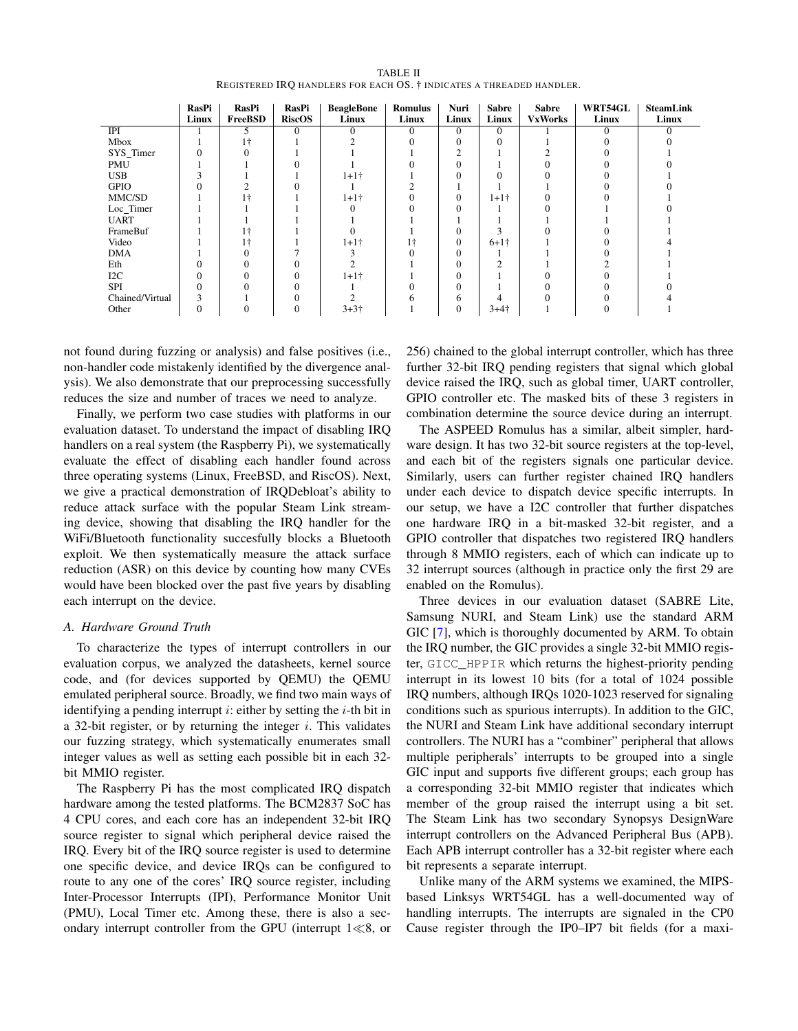TABLE II
REGISTERED IRQ HANDLERS FOR EACH OS. † INDICATES A THREADED HANDLER.

| | RasPi Linux | RasPi FreeBSD | RasPi RiscOS | BeagleBone Linux | Romulus Linux | Nuri Linux | Sabre Linux | Sabre VxWorks | WRT54GL Linux | SteamLink Linux |
|---|---|---|---|---|---|---|---|---|---|---|
| IPI | 1 | 5 | 0 | 0 | 0 | 0 | 0 | 1 | 0 | 0 |
| Mbox | 1 | 1† | 1 | 2 | 0 | 0 | 0 | 1 | 0 | 0 |
| SYS_Timer | 0 | 0 | 1 | 1 | 1 | 2 | 1 | 2 | 0 | 1 |
| PMU | 1 | 1 | 0 | 1 | 0 | 0 | 1 | 0 | 0 | 0 |
| USB | 3 | 1 | 1 | 1+1† | 1 | 0 | 0 | 0 | 0 | 1 |
| GPIO | 0 | 2 | 0 | 1 | 2 | 1 | 1 | 1 | 0 | 0 |
| MMC/SD | 1 | 1† | 1 | 1+1† | 0 | 0 | 1+1† | 0 | 0 | 1 |
| Loc_Timer | 1 | 1 | 1 | 0 | 0 | 0 | 1 | 0 | 1 | 0 |
| UART | 1 | 1 | 1 | 1 | 1 | 1 | 1 | 1 | 1 | 1 |
| FrameBuf | 1 | 1† | 1 | 0 | 1 | 0 | 3 | 0 | 0 | 1 |
| Video | 1 | 1† | 1 | 1+1† | 1† | 0 | 6+1† | 1 | 0 | 4 |
| DMA | 1 | 0 | 7 | 3 | 0 | 0 | 1 | 1 | 0 | 1 |
| Eth | 0 | 0 | 0 | 2 | 1 | 0 | 2 | 1 | 2 | 1 |
| I2C | 0 | 0 | 0 | 1+1† | 1 | 0 | 1 | 0 | 0 | 1 |
| SPI | 0 | 0 | 0 | 1 | 0 | 0 | 1 | 0 | 0 | 0 |
| Chained/Virtual | 3 | 1 | 0 | 2 | 6 | 6 | 4 | 0 | 0 | 4 |
| Other | 0 | 0 | 0 | 3+3† | 1 | 0 | 3+4† | 1 | 0 | 1 |

not found during fuzzing or analysis) and false positives (i.e., non-handler code mistakenly identified by the divergence analysis). We also demonstrate that our preprocessing successfully reduces the size and number of traces we need to analyze.

Finally, we perform two case studies with platforms in our evaluation dataset. To understand the impact of disabling IRQ handlers on a real system (the Raspberry Pi), we systematically evaluate the effect of disabling each handler found across three operating systems (Linux, FreeBSD, and RiscOS). Next, we give a practical demonstration of IRQDebloat's ability to reduce attack surface with the popular Steam Link streaming device, showing that disabling the IRQ handler for the WiFi/Bluetooth functionality succesfully blocks a Bluetooth exploit. We then systematically measure the attack surface reduction (ASR) on this device by counting how many CVEs would have been blocked over the past five years by disabling each interrupt on the device.

### A. Hardware Ground Truth

To characterize the types of interrupt controllers in our evaluation corpus, we analyzed the datasheets, kernel source code, and (for devices supported by QEMU) the QEMU emulated peripheral source. Broadly, we find two main ways of identifying a pending interrupt $i$: either by setting the $i$-th bit in a 32-bit register, or by returning the integer $i$. This validates our fuzzing strategy, which systematically enumerates small integer values as well as setting each possible bit in each 32-bit MMIO register.

The Raspberry Pi has the most complicated IRQ dispatch hardware among the tested platforms. The BCM2837 SoC has 4 CPU cores, and each core has an independent 32-bit IRQ source register to signal which peripheral device raised the IRQ. Every bit of the IRQ source register is used to determine one specific device, and device IRQs can be configured to route to any one of the cores' IRQ source register, including Inter-Processor Interrupts (IPI), Performance Monitor Unit (PMU), Local Timer etc. Among these, there is also a secondary interrupt controller from the GPU (interrupt $1 \ll 8$, or 256) chained to the global interrupt controller, which has three further 32-bit IRQ pending registers that signal which global device raised the IRQ, such as global timer, UART controller, GPIO controller etc. The masked bits of these 3 registers in combination determine the source device during an interrupt.

The ASPEED Romulus has a similar, albeit simpler, hardware design. It has two 32-bit source registers at the top-level, and each bit of the registers signals one particular device. Similarly, users can further register chained IRQ handlers under each device to dispatch device specific interrupts. In our setup, we have a I2C controller that further dispatches one hardware IRQ in a bit-masked 32-bit register, and a GPIO controller that dispatches two registered IRQ handlers through 8 MMIO registers, each of which can indicate up to 32 interrupt sources (although in practice only the first 29 are enabled on the Romulus).

Three devices in our evaluation dataset (SABRE Lite, Samsung NURI, and Steam Link) use the standard ARM GIC [7], which is thoroughly documented by ARM. To obtain the IRQ number, the GIC provides a single 32-bit MMIO register, `GICC_HPPIR` which returns the highest-priority pending interrupt in its lowest 10 bits (for a total of 1024 possible IRQ numbers, although IRQs 1020-1023 reserved for signaling conditions such as spurious interrupts). In addition to the GIC, the NURI and Steam Link have additional secondary interrupt controllers. The NURI has a "combiner" peripheral that allows multiple peripherals' interrupts to be grouped into a single GIC input and supports five different groups; each group has a corresponding 32-bit MMIO register that indicates which member of the group raised the interrupt using a bit set. The Steam Link has two secondary Synopsys DesignWare interrupt controllers on the Advanced Peripheral Bus (APB). Each APB interrupt controller has a 32-bit register where each bit represents a separate interrupt.

Unlike many of the ARM systems we examined, the MIPS-based Linksys WRT54GL has a well-documented way of handling interrupts. The interrupts are signaled in the CP0 Cause register through the IP0–IP7 bit fields (for a maxi-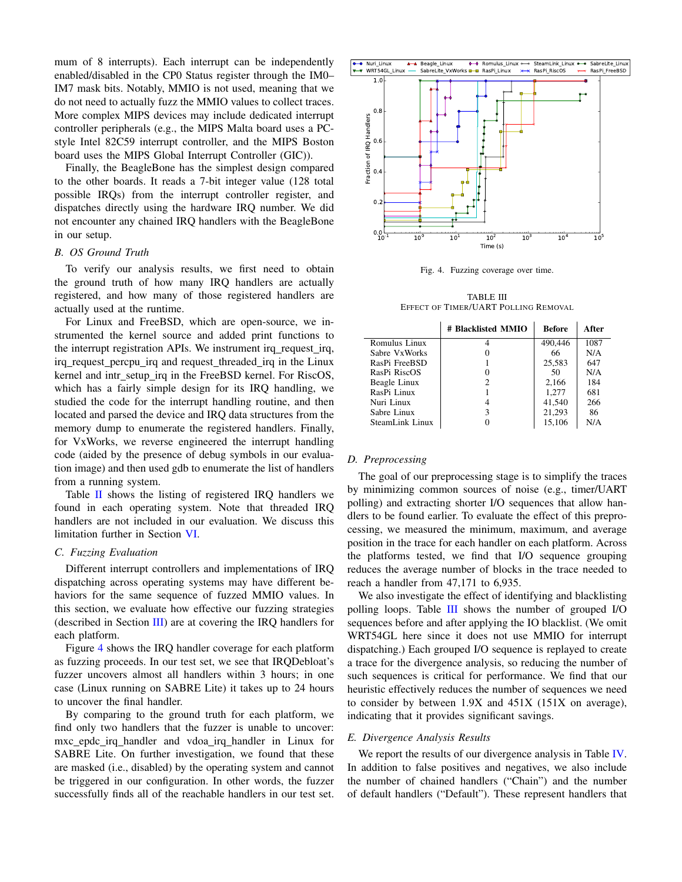mum of 8 interrupts). Each interrupt can be independently enabled/disabled in the CP0 Status register through the IM0–IM7 mask bits. Notably, MMIO is not used, meaning that we do not need to actually fuzz the MMIO values to collect traces. More complex MIPS devices may include dedicated interrupt controller peripherals (e.g., the MIPS Malta board uses a PC-style Intel 82C59 interrupt controller, and the MIPS Boston board uses the MIPS Global Interrupt Controller (GIC)).

Finally, the BeagleBone has the simplest design compared to the other boards. It reads a 7-bit integer value (128 total possible IRQs) from the interrupt controller register, and dispatches directly using the hardware IRQ number. We did not encounter any chained IRQ handlers with the BeagleBone in our setup.

### *B. OS Ground Truth*

To verify our analysis results, we first need to obtain the ground truth of how many IRQ handlers are actually registered, and how many of those registered handlers are actually used at the runtime.

For Linux and FreeBSD, which are open-source, we instrumented the kernel source and added print functions to the interrupt registration APIs. We instrument irq_request_irq, irq_request_percpu_irq and request_threaded_irq in the Linux kernel and intr_setup_irq in the FreeBSD kernel. For RiscOS, which has a fairly simple design for its IRQ handling, we studied the code for the interrupt handling routine, and then located and parsed the device and IRQ data structures from the memory dump to enumerate the registered handlers. Finally, for VxWorks, we reverse engineered the interrupt handling code (aided by the presence of debug symbols in our evaluation image) and then used gdb to enumerate the list of handlers from a running system.

Table II shows the listing of registered IRQ handlers we found in each operating system. Note that threaded IRQ handlers are not included in our evaluation. We discuss this limitation further in Section VI.

### *C. Fuzzing Evaluation*

Different interrupt controllers and implementations of IRQ dispatching across operating systems may have different behaviors for the same sequence of fuzzed MMIO values. In this section, we evaluate how effective our fuzzing strategies (described in Section III) are at covering the IRQ handlers for each platform.

Figure 4 shows the IRQ handler coverage for each platform as fuzzing proceeds. In our test set, we see that IRQDebloat's fuzzer uncovers almost all handlers within 3 hours; in one case (Linux running on SABRE Lite) it takes up to 24 hours to uncover the final handler.

By comparing to the ground truth for each platform, we find only two handlers that the fuzzer is unable to uncover: mxc_epdc_irq_handler and vdoa_irq_handler in Linux for SABRE Lite. On further investigation, we found that these are masked (i.e., disabled) by the operating system and cannot be triggered in our configuration. In other words, the fuzzer successfully finds all of the reachable handlers in our test set.

Fig. 4. Fuzzing coverage over time.

TABLE III
EFFECT OF TIMER/UART POLLING REMOVAL

| | # Blacklisted MMIO | Before | After |
|---|---|---|---|
| Romulus Linux | 4 | 490,446 | 1087 |
| Sabre VxWorks | 0 | 66 | N/A |
| RasPi FreeBSD | 1 | 25,583 | 647 |
| RasPi RiscOS | 0 | 50 | N/A |
| Beagle Linux | 2 | 2,166 | 184 |
| RasPi Linux | 1 | 1,277 | 681 |
| Nuri Linux | 4 | 41,540 | 266 |
| Sabre Linux | 3 | 21,293 | 86 |
| SteamLink Linux | 0 | 15,106 | N/A |

### *D. Preprocessing*

The goal of our preprocessing stage is to simplify the traces by minimizing common sources of noise (e.g., timer/UART polling) and extracting shorter I/O sequences that allow handlers to be found earlier. To evaluate the effect of this preprocessing, we measured the minimum, maximum, and average position in the trace for each handler on each platform. Across the platforms tested, we find that I/O sequence grouping reduces the average number of blocks in the trace needed to reach a handler from 47,171 to 6,935.

We also investigate the effect of identifying and blacklisting polling loops. Table III shows the number of grouped I/O sequences before and after applying the IO blacklist. (We omit WRT54GL here since it does not use MMIO for interrupt dispatching.) Each grouped I/O sequence is replayed to create a trace for the divergence analysis, so reducing the number of such sequences is critical for performance. We find that our heuristic effectively reduces the number of sequences we need to consider by between 1.9X and 451X (151X on average), indicating that it provides significant savings.

### *E. Divergence Analysis Results*

We report the results of our divergence analysis in Table IV. In addition to false positives and negatives, we also include the number of chained handlers ("Chain") and the number of default handlers ("Default"). These represent handlers that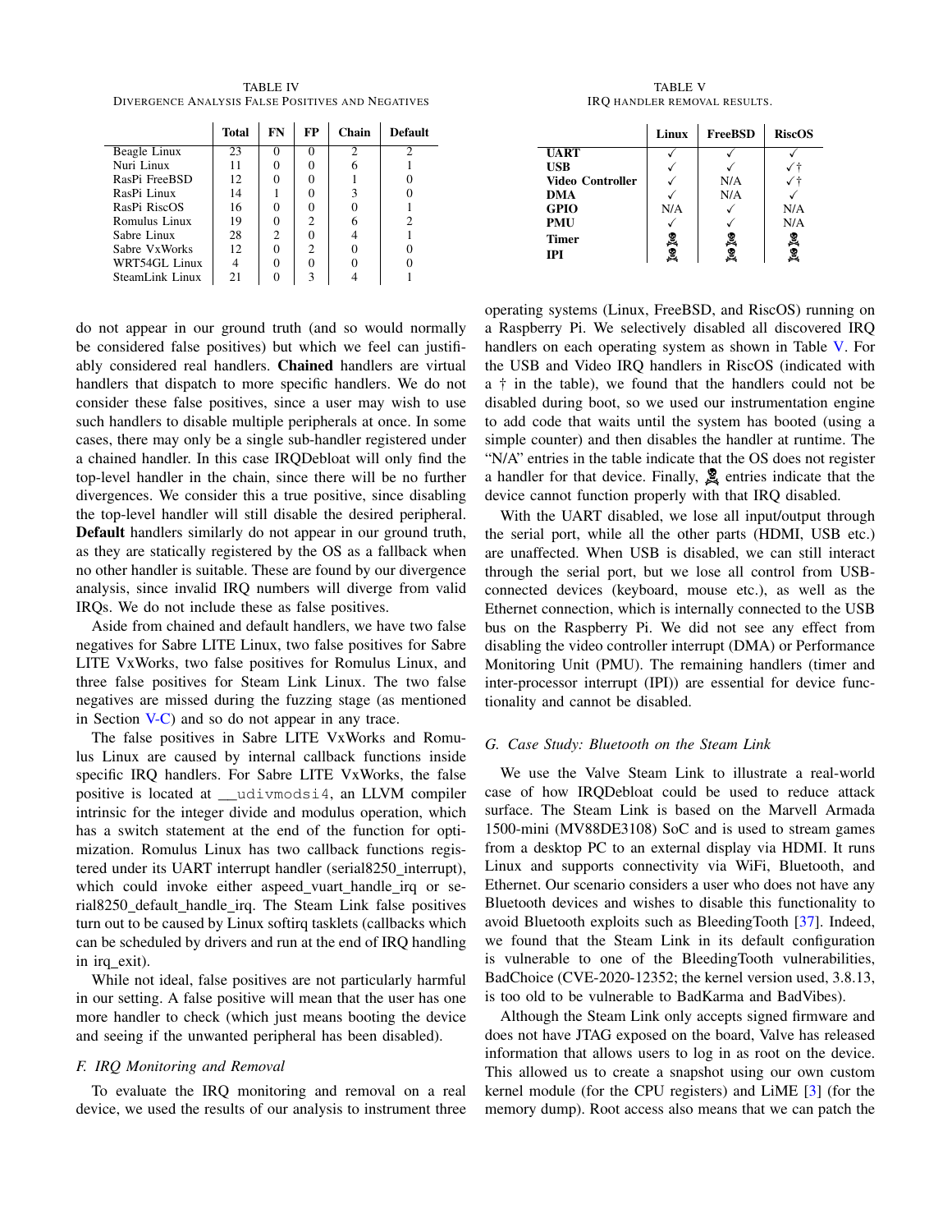TABLE IV
DIVERGENCE ANALYSIS FALSE POSITIVES AND NEGATIVES

| | Total | FN | FP | Chain | Default |
|---|---|---|---|---|---|
| Beagle Linux | 23 | 0 | 0 | 2 | 2 |
| Nuri Linux | 11 | 0 | 0 | 6 | 1 |
| RasPi FreeBSD | 12 | 0 | 0 | 1 | 0 |
| RasPi Linux | 14 | 1 | 0 | 3 | 0 |
| RasPi RiscOS | 16 | 0 | 0 | 0 | 1 |
| Romulus Linux | 19 | 0 | 2 | 6 | 2 |
| Sabre Linux | 28 | 2 | 0 | 4 | 1 |
| Sabre VxWorks | 12 | 0 | 2 | 0 | 0 |
| WRT54GL Linux | 4 | 0 | 0 | 0 | 0 |
| SteamLink Linux | 21 | 0 | 3 | 4 | 1 |

do not appear in our ground truth (and so would normally be considered false positives) but which we feel can justifiably considered real handlers. **Chained** handlers are virtual handlers that dispatch to more specific handlers. We do not consider these false positives, since a user may wish to use such handlers to disable multiple peripherals at once. In some cases, there may only be a single sub-handler registered under a chained handler. In this case IRQDebloat will only find the top-level handler in the chain, since there will be no further divergences. We consider this a true positive, since disabling the top-level handler will still disable the desired peripheral. **Default** handlers similarly do not appear in our ground truth, as they are statically registered by the OS as a fallback when no other handler is suitable. These are found by our divergence analysis, since invalid IRQ numbers will diverge from valid IRQs. We do not include these as false positives.

Aside from chained and default handlers, we have two false negatives for Sabre LITE Linux, two false positives for Sabre LITE VxWorks, two false positives for Romulus Linux, and three false positives for Steam Link Linux. The two false negatives are missed during the fuzzing stage (as mentioned in Section V-C) and so do not appear in any trace.

The false positives in Sabre LITE VxWorks and Romulus Linux are caused by internal callback functions inside specific IRQ handlers. For Sabre LITE VxWorks, the false positive is located at `__udivmodsi4`, an LLVM compiler intrinsic for the integer divide and modulus operation, which has a switch statement at the end of the function for optimization. Romulus Linux has two callback functions registered under its UART interrupt handler (serial8250_interrupt), which could invoke either aspeed_vuart_handle_irq or serial8250_default_handle_irq. The Steam Link false positives turn out to be caused by Linux softirq tasklets (callbacks which can be scheduled by drivers and run at the end of IRQ handling in irq_exit).

While not ideal, false positives are not particularly harmful in our setting. A false positive will mean that the user has one more handler to check (which just means booting the device and seeing if the unwanted peripheral has been disabled).

### F. IRQ Monitoring and Removal

To evaluate the IRQ monitoring and removal on a real device, we used the results of our analysis to instrument three operating systems (Linux, FreeBSD, and RiscOS) running on a Raspberry Pi. We selectively disabled all discovered IRQ handlers on each operating system as shown in Table V. For the USB and Video IRQ handlers in RiscOS (indicated with a † in the table), we found that the handlers could not be disabled during boot, so we used our instrumentation engine to add code that waits until the system has booted (using a simple counter) and then disables the handler at runtime. The "N/A" entries in the table indicate that the OS does not register a handler for that device. Finally, ☠ entries indicate that the device cannot function properly with that IRQ disabled.

TABLE V
IRQ HANDLER REMOVAL RESULTS.

| | Linux | FreeBSD | RiscOS |
|---|---|---|---|
| **UART** | ✓ | ✓ | ✓ |
| **USB** | ✓ | ✓ | ✓† |
| **Video Controller** | ✓ | N/A | ✓† |
| **DMA** | ✓ | N/A | ✓ |
| **GPIO** | N/A | ✓ | N/A |
| **PMU** | ✓ | ✓ | N/A |
| **Timer** | ☠ | ☠ | ☠ |
| **IPI** | ☠ | ☠ | ☠ |

With the UART disabled, we lose all input/output through the serial port, while all the other parts (HDMI, USB etc.) are unaffected. When USB is disabled, we can still interact through the serial port, but we lose all control from USB-connected devices (keyboard, mouse etc.), as well as the Ethernet connection, which is internally connected to the USB bus on the Raspberry Pi. We did not see any effect from disabling the video controller interrupt (DMA) or Performance Monitoring Unit (PMU). The remaining handlers (timer and inter-processor interrupt (IPI)) are essential for device functionality and cannot be disabled.

### G. Case Study: Bluetooth on the Steam Link

We use the Valve Steam Link to illustrate a real-world case of how IRQDebloat could be used to reduce attack surface. The Steam Link is based on the Marvell Armada 1500-mini (MV88DE3108) SoC and is used to stream games from a desktop PC to an external display via HDMI. It runs Linux and supports connectivity via WiFi, Bluetooth, and Ethernet. Our scenario considers a user who does not have any Bluetooth devices and wishes to disable this functionality to avoid Bluetooth exploits such as BleedingTooth [37]. Indeed, we found that the Steam Link in its default configuration is vulnerable to one of the BleedingTooth vulnerabilities, BadChoice (CVE-2020-12352; the kernel version used, 3.8.13, is too old to be vulnerable to BadKarma and BadVibes).

Although the Steam Link only accepts signed firmware and does not have JTAG exposed on the board, Valve has released information that allows users to log in as root on the device. This allowed us to create a snapshot using our own custom kernel module (for the CPU registers) and LiME [3] (for the memory dump). Root access also means that we can patch the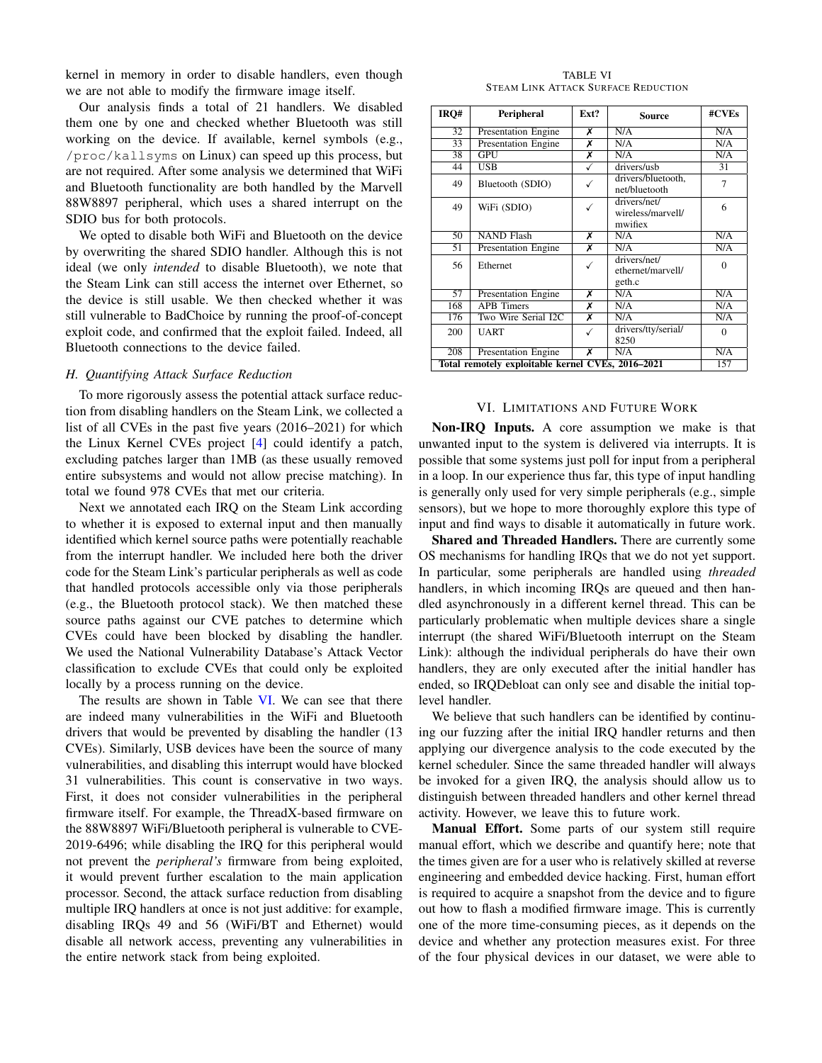kernel in memory in order to disable handlers, even though we are not able to modify the firmware image itself.

Our analysis finds a total of 21 handlers. We disabled them one by one and checked whether Bluetooth was still working on the device. If available, kernel symbols (e.g., `/proc/kallsyms` on Linux) can speed up this process, but are not required. After some analysis we determined that WiFi and Bluetooth functionality are both handled by the Marvell 88W8897 peripheral, which uses a shared interrupt on the SDIO bus for both protocols.

We opted to disable both WiFi and Bluetooth on the device by overwriting the shared SDIO handler. Although this is not ideal (we only *intended* to disable Bluetooth), we note that the Steam Link can still access the internet over Ethernet, so the device is still usable. We then checked whether it was still vulnerable to BadChoice by running the proof-of-concept exploit code, and confirmed that the exploit failed. Indeed, all Bluetooth connections to the device failed.

### H. Quantifying Attack Surface Reduction

To more rigorously assess the potential attack surface reduction from disabling handlers on the Steam Link, we collected a list of all CVEs in the past five years (2016–2021) for which the Linux Kernel CVEs project [4] could identify a patch, excluding patches larger than 1MB (as these usually removed entire subsystems and would not allow precise matching). In total we found 978 CVEs that met our criteria.

Next we annotated each IRQ on the Steam Link according to whether it is exposed to external input and then manually identified which kernel source paths were potentially reachable from the interrupt handler. We included here both the driver code for the Steam Link's particular peripherals as well as code that handled protocols accessible only via those peripherals (e.g., the Bluetooth protocol stack). We then matched these source paths against our CVE patches to determine which CVEs could have been blocked by disabling the handler. We used the National Vulnerability Database's Attack Vector classification to exclude CVEs that could only be exploited locally by a process running on the device.

The results are shown in Table VI. We can see that there are indeed many vulnerabilities in the WiFi and Bluetooth drivers that would be prevented by disabling the handler (13 CVEs). Similarly, USB devices have been the source of many vulnerabilities, and disabling this interrupt would have blocked 31 vulnerabilities. This count is conservative in two ways. First, it does not consider vulnerabilities in the peripheral firmware itself. For example, the ThreadX-based firmware on the 88W8897 WiFi/Bluetooth peripheral is vulnerable to CVE-2019-6496; while disabling the IRQ for this peripheral would not prevent the *peripheral's* firmware from being exploited, it would prevent further escalation to the main application processor. Second, the attack surface reduction from disabling multiple IRQ handlers at once is not just additive: for example, disabling IRQs 49 and 56 (WiFi/BT and Ethernet) would disable all network access, preventing any vulnerabilities in the entire network stack from being exploited.

TABLE VI
STEAM LINK ATTACK SURFACE REDUCTION

| IRQ# | Peripheral | Ext? | Source | #CVEs |
|---|---|---|---|---|
| 32 | Presentation Engine | ✗ | N/A | N/A |
| 33 | Presentation Engine | ✗ | N/A | N/A |
| 38 | GPU | ✗ | N/A | N/A |
| 44 | USB | ✓ | drivers/usb | 31 |
| 49 | Bluetooth (SDIO) | ✓ | drivers/bluetooth, net/bluetooth | 7 |
| 49 | WiFi (SDIO) | ✓ | drivers/net/wireless/marvell/mwifiex | 6 |
| 50 | NAND Flash | ✗ | N/A | N/A |
| 51 | Presentation Engine | ✗ | N/A | N/A |
| 56 | Ethernet | ✓ | drivers/net/ethernet/marvell/geth.c | 0 |
| 57 | Presentation Engine | ✗ | N/A | N/A |
| 168 | APB Timers | ✗ | N/A | N/A |
| 176 | Two Wire Serial I2C | ✗ | N/A | N/A |
| 200 | UART | ✓ | drivers/tty/serial/8250 | 0 |
| 208 | Presentation Engine | ✗ | N/A | N/A |
| **Total remotely exploitable kernel CVEs, 2016–2021** | | | | 157 |

## VI. Limitations and Future Work

**Non-IRQ Inputs.** A core assumption we make is that unwanted input to the system is delivered via interrupts. It is possible that some systems just poll for input from a peripheral in a loop. In our experience thus far, this type of input handling is generally only used for very simple peripherals (e.g., simple sensors), but we hope to more thoroughly explore this type of input and find ways to disable it automatically in future work.

**Shared and Threaded Handlers.** There are currently some OS mechanisms for handling IRQs that we do not yet support. In particular, some peripherals are handled using *threaded* handlers, in which incoming IRQs are queued and then handled asynchronously in a different kernel thread. This can be particularly problematic when multiple devices share a single interrupt (the shared WiFi/Bluetooth interrupt on the Steam Link): although the individual peripherals do have their own handlers, they are only executed after the initial handler has ended, so IRQDebloat can only see and disable the initial top-level handler.

We believe that such handlers can be identified by continuing our fuzzing after the initial IRQ handler returns and then applying our divergence analysis to the code executed by the kernel scheduler. Since the same threaded handler will always be invoked for a given IRQ, the analysis should allow us to distinguish between threaded handlers and other kernel thread activity. However, we leave this to future work.

**Manual Effort.** Some parts of our system still require manual effort, which we describe and quantify here; note that the times given are for a user who is relatively skilled at reverse engineering and embedded device hacking. First, human effort is required to acquire a snapshot from the device and to figure out how to flash a modified firmware image. This is currently one of the more time-consuming pieces, as it depends on the device and whether any protection measures exist. For three of the four physical devices in our dataset, we were able to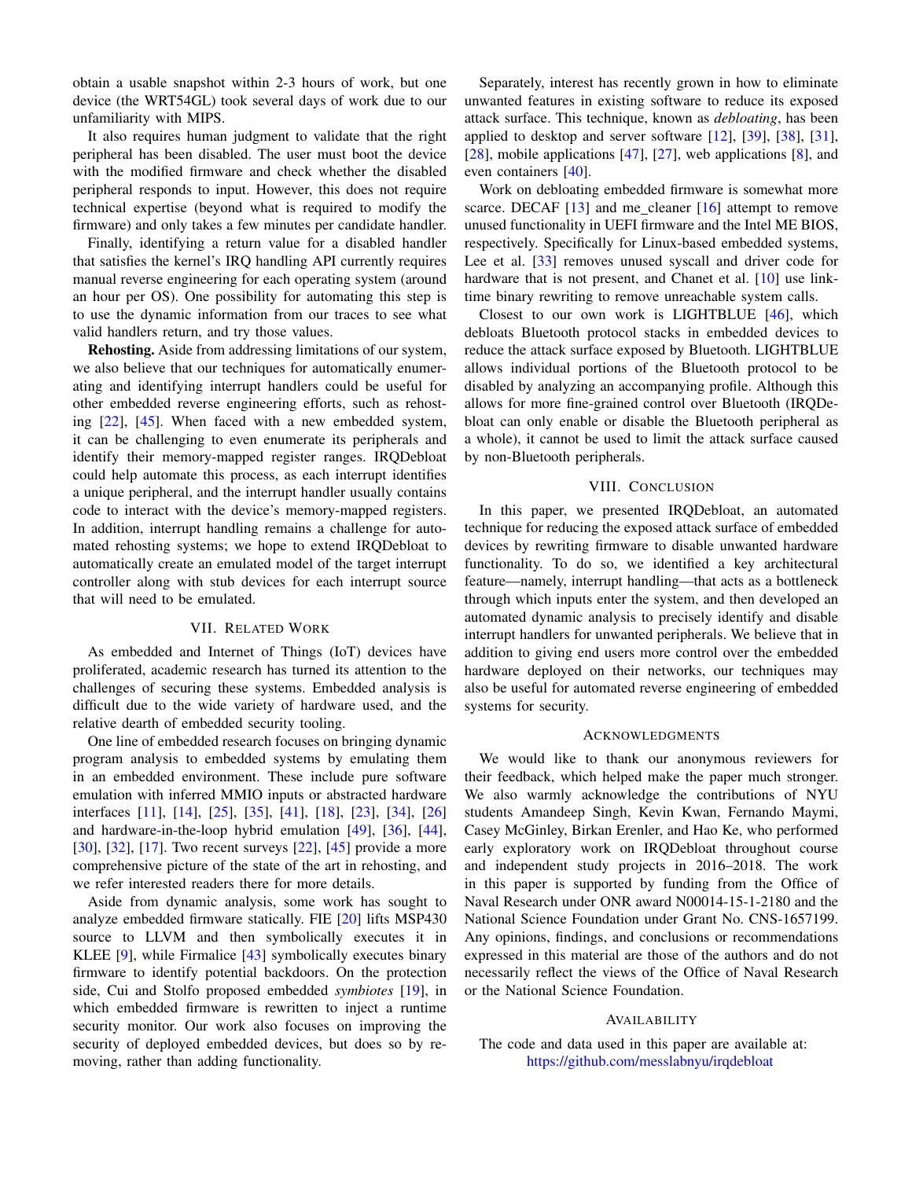obtain a usable snapshot within 2-3 hours of work, but one device (the WRT54GL) took several days of work due to our unfamiliarity with MIPS.

It also requires human judgment to validate that the right peripheral has been disabled. The user must boot the device with the modified firmware and check whether the disabled peripheral responds to input. However, this does not require technical expertise (beyond what is required to modify the firmware) and only takes a few minutes per candidate handler.

Finally, identifying a return value for a disabled handler that satisfies the kernel's IRQ handling API currently requires manual reverse engineering for each operating system (around an hour per OS). One possibility for automating this step is to use the dynamic information from our traces to see what valid handlers return, and try those values.

**Rehosting.** Aside from addressing limitations of our system, we also believe that our techniques for automatically enumerating and identifying interrupt handlers could be useful for other embedded reverse engineering efforts, such as rehosting [22], [45]. When faced with a new embedded system, it can be challenging to even enumerate its peripherals and identify their memory-mapped register ranges. IRQDebloat could help automate this process, as each interrupt identifies a unique peripheral, and the interrupt handler usually contains code to interact with the device's memory-mapped registers. In addition, interrupt handling remains a challenge for automated rehosting systems; we hope to extend IRQDebloat to automatically create an emulated model of the target interrupt controller along with stub devices for each interrupt source that will need to be emulated.

## VII. Related Work

As embedded and Internet of Things (IoT) devices have proliferated, academic research has turned its attention to the challenges of securing these systems. Embedded analysis is difficult due to the wide variety of hardware used, and the relative dearth of embedded security tooling.

One line of embedded research focuses on bringing dynamic program analysis to embedded systems by emulating them in an embedded environment. These include pure software emulation with inferred MMIO inputs or abstracted hardware interfaces [11], [14], [25], [35], [41], [18], [23], [34], [26] and hardware-in-the-loop hybrid emulation [49], [36], [44], [30], [32], [17]. Two recent surveys [22], [45] provide a more comprehensive picture of the state of the art in rehosting, and we refer interested readers there for more details.

Aside from dynamic analysis, some work has sought to analyze embedded firmware statically. FIE [20] lifts MSP430 source to LLVM and then symbolically executes it in KLEE [9], while Firmalice [43] symbolically executes binary firmware to identify potential backdoors. On the protection side, Cui and Stolfo proposed embedded *symbiotes* [19], in which embedded firmware is rewritten to inject a runtime security monitor. Our work also focuses on improving the security of deployed embedded devices, but does so by removing, rather than adding functionality.

Separately, interest has recently grown in how to eliminate unwanted features in existing software to reduce its exposed attack surface. This technique, known as *debloating*, has been applied to desktop and server software [12], [39], [38], [31], [28], mobile applications [47], [27], web applications [8], and even containers [40].

Work on debloating embedded firmware is somewhat more scarce. DECAF [13] and me_cleaner [16] attempt to remove unused functionality in UEFI firmware and the Intel ME BIOS, respectively. Specifically for Linux-based embedded systems, Lee et al. [33] removes unused syscall and driver code for hardware that is not present, and Chanet et al. [10] use link-time binary rewriting to remove unreachable system calls.

Closest to our own work is LIGHTBLUE [46], which debloats Bluetooth protocol stacks in embedded devices to reduce the attack surface exposed by Bluetooth. LIGHTBLUE allows individual portions of the Bluetooth protocol to be disabled by analyzing an accompanying profile. Although this allows for more fine-grained control over Bluetooth (IRQDebloat can only enable or disable the Bluetooth peripheral as a whole), it cannot be used to limit the attack surface caused by non-Bluetooth peripherals.

## VIII. Conclusion

In this paper, we presented IRQDebloat, an automated technique for reducing the exposed attack surface of embedded devices by rewriting firmware to disable unwanted hardware functionality. To do so, we identified a key architectural feature—namely, interrupt handling—that acts as a bottleneck through which inputs enter the system, and then developed an automated dynamic analysis to precisely identify and disable interrupt handlers for unwanted peripherals. We believe that in addition to giving end users more control over the embedded hardware deployed on their networks, our techniques may also be useful for automated reverse engineering of embedded systems for security.

## Acknowledgments

We would like to thank our anonymous reviewers for their feedback, which helped make the paper much stronger. We also warmly acknowledge the contributions of NYU students Amandeep Singh, Kevin Kwan, Fernando Maymi, Casey McGinley, Birkan Erenler, and Hao Ke, who performed early exploratory work on IRQDebloat throughout course and independent study projects in 2016–2018. The work in this paper is supported by funding from the Office of Naval Research under ONR award N00014-15-1-2180 and the National Science Foundation under Grant No. CNS-1657199. Any opinions, findings, and conclusions or recommendations expressed in this material are those of the authors and do not necessarily reflect the views of the Office of Naval Research or the National Science Foundation.

## Availability

The code and data used in this paper are available at: https://github.com/messlabnyu/irqdebloat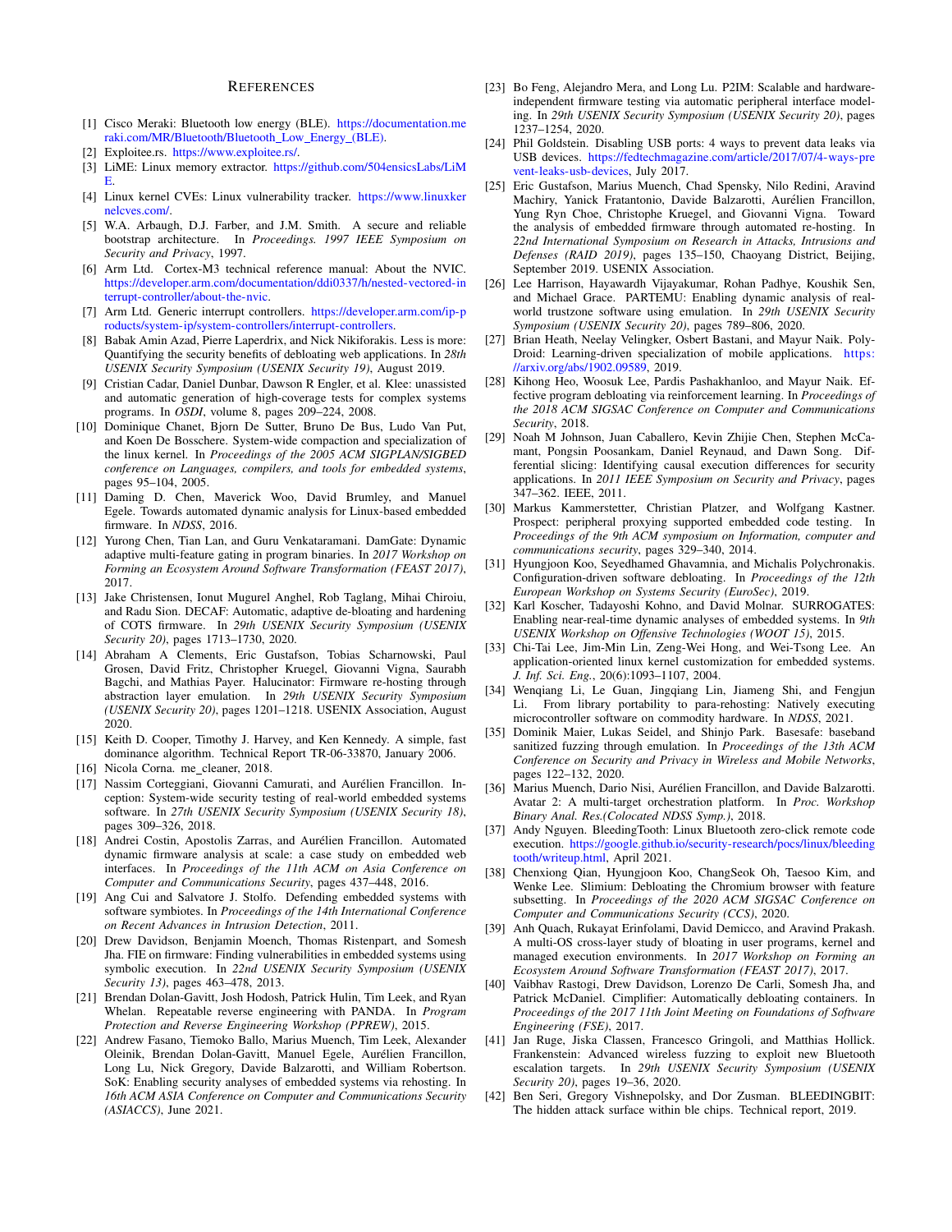# References

[1] Cisco Meraki: Bluetooth low energy (BLE). https://documentation.meraki.com/MR/Bluetooth/Bluetooth_Low_Energy_(BLE).

[2] Exploitee.rs. https://www.exploitee.rs/.

[3] LiME: Linux memory extractor. https://github.com/504ensicsLabs/LiME.

[4] Linux kernel CVEs: Linux vulnerability tracker. https://www.linuxkernelcves.com/.

[5] W.A. Arbaugh, D.J. Farber, and J.M. Smith. A secure and reliable bootstrap architecture. In *Proceedings. 1997 IEEE Symposium on Security and Privacy*, 1997.

[6] Arm Ltd. Cortex-M3 technical reference manual: About the NVIC. https://developer.arm.com/documentation/ddi0337/h/nested-vectored-interrupt-controller/about-the-nvic.

[7] Arm Ltd. Generic interrupt controllers. https://developer.arm.com/ip-products/system-ip/system-controllers/interrupt-controllers.

[8] Babak Amin Azad, Pierre Laperdrix, and Nick Nikiforakis. Less is more: Quantifying the security benefits of debloating web applications. In *28th USENIX Security Symposium (USENIX Security 19)*, August 2019.

[9] Cristian Cadar, Daniel Dunbar, Dawson R Engler, et al. Klee: unassisted and automatic generation of high-coverage tests for complex systems programs. In *OSDI*, volume 8, pages 209–224, 2008.

[10] Dominique Chanet, Bjorn De Sutter, Bruno De Bus, Ludo Van Put, and Koen De Bosschere. System-wide compaction and specialization of the linux kernel. In *Proceedings of the 2005 ACM SIGPLAN/SIGBED conference on Languages, compilers, and tools for embedded systems*, pages 95–104, 2005.

[11] Daming D. Chen, Maverick Woo, David Brumley, and Manuel Egele. Towards automated dynamic analysis for Linux-based embedded firmware. In *NDSS*, 2016.

[12] Yurong Chen, Tian Lan, and Guru Venkataramani. DamGate: Dynamic adaptive multi-feature gating in program binaries. In *2017 Workshop on Forming an Ecosystem Around Software Transformation (FEAST 2017)*, 2017.

[13] Jake Christensen, Ionut Mugurel Anghel, Rob Taglang, Mihai Chiroiu, and Radu Sion. DECAF: Automatic, adaptive de-bloating and hardening of COTS firmware. In *29th USENIX Security Symposium (USENIX Security 20)*, pages 1713–1730, 2020.

[14] Abraham A Clements, Eric Gustafson, Tobias Scharnowski, Paul Grosen, David Fritz, Christopher Kruegel, Giovanni Vigna, Saurabh Bagchi, and Mathias Payer. Halucinator: Firmware re-hosting through abstraction layer emulation. In *29th USENIX Security Symposium (USENIX Security 20)*, pages 1201–1218. USENIX Association, August 2020.

[15] Keith D. Cooper, Timothy J. Harvey, and Ken Kennedy. A simple, fast dominance algorithm. Technical Report TR-06-33870, January 2006.

[16] Nicola Corna. me_cleaner, 2018.

[17] Nassim Corteggiani, Giovanni Camurati, and Aurélien Francillon. Inception: System-wide security testing of real-world embedded systems software. In *27th USENIX Security Symposium (USENIX Security 18)*, pages 309–326, 2018.

[18] Andrei Costin, Apostolis Zarras, and Aurélien Francillon. Automated dynamic firmware analysis at scale: a case study on embedded web interfaces. In *Proceedings of the 11th ACM on Asia Conference on Computer and Communications Security*, pages 437–448, 2016.

[19] Ang Cui and Salvatore J. Stolfo. Defending embedded systems with software symbiotes. In *Proceedings of the 14th International Conference on Recent Advances in Intrusion Detection*, 2011.

[20] Drew Davidson, Benjamin Moench, Thomas Ristenpart, and Somesh Jha. FIE on firmware: Finding vulnerabilities in embedded systems using symbolic execution. In *22nd USENIX Security Symposium (USENIX Security 13)*, pages 463–478, 2013.

[21] Brendan Dolan-Gavitt, Josh Hodosh, Patrick Hulin, Tim Leek, and Ryan Whelan. Repeatable reverse engineering with PANDA. In *Program Protection and Reverse Engineering Workshop (PPREW)*, 2015.

[22] Andrew Fasano, Tiemoko Ballo, Marius Muench, Tim Leek, Alexander Oleinik, Brendan Dolan-Gavitt, Manuel Egele, Aurélien Francillon, Long Lu, Nick Gregory, Davide Balzarotti, and William Robertson. SoK: Enabling security analyses of embedded systems via rehosting. In *16th ACM ASIA Conference on Computer and Communications Security (ASIACCS)*, June 2021.

[23] Bo Feng, Alejandro Mera, and Long Lu. P2IM: Scalable and hardware-independent firmware testing via automatic peripheral interface modeling. In *29th USENIX Security Symposium (USENIX Security 20)*, pages 1237–1254, 2020.

[24] Phil Goldstein. Disabling USB ports: 4 ways to prevent data leaks via USB devices. https://fedtechmagazine.com/article/2017/07/4-ways-prevent-leaks-usb-devices, July 2017.

[25] Eric Gustafson, Marius Muench, Chad Spensky, Nilo Redini, Aravind Machiry, Yanick Fratantonio, Davide Balzarotti, Aurélien Francillon, Yung Ryn Choe, Christophe Kruegel, and Giovanni Vigna. Toward the analysis of embedded firmware through automated re-hosting. In *22nd International Symposium on Research in Attacks, Intrusions and Defenses (RAID 2019)*, pages 135–150, Chaoyang District, Beijing, September 2019. USENIX Association.

[26] Lee Harrison, Hayawardh Vijayakumar, Rohan Padhye, Koushik Sen, and Michael Grace. PARTEMU: Enabling dynamic analysis of real-world trustzone software using emulation. In *29th USENIX Security Symposium (USENIX Security 20)*, pages 789–806, 2020.

[27] Brian Heath, Neelay Velingker, Osbert Bastani, and Mayur Naik. PolyDroid: Learning-driven specialization of mobile applications. https://arxiv.org/abs/1902.09589, 2019.

[28] Kihong Heo, Woosuk Lee, Pardis Pashakhanloo, and Mayur Naik. Effective program debloating via reinforcement learning. In *Proceedings of the 2018 ACM SIGSAC Conference on Computer and Communications Security*, 2018.

[29] Noah M Johnson, Juan Caballero, Kevin Zhijie Chen, Stephen McCamant, Pongsin Poosankam, Daniel Reynaud, and Dawn Song. Differential slicing: Identifying causal execution differences for security applications. In *2011 IEEE Symposium on Security and Privacy*, pages 347–362. IEEE, 2011.

[30] Markus Kammerstetter, Christian Platzer, and Wolfgang Kastner. Prospect: peripheral proxying supported embedded code testing. In *Proceedings of the 9th ACM symposium on Information, computer and communications security*, pages 329–340, 2014.

[31] Hyungjoon Koo, Seyedhamed Ghavamnia, and Michalis Polychronakis. Configuration-driven software debloating. In *Proceedings of the 12th European Workshop on Systems Security (EuroSec)*, 2019.

[32] Karl Koscher, Tadayoshi Kohno, and David Molnar. SURROGATES: Enabling near-real-time dynamic analyses of embedded systems. In *9th USENIX Workshop on Offensive Technologies (WOOT 15)*, 2015.

[33] Chi-Tai Lee, Jim-Min Lin, Zeng-Wei Hong, and Wei-Tsong Lee. An application-oriented linux kernel customization for embedded systems. *J. Inf. Sci. Eng.*, 20(6):1093–1107, 2004.

[34] Wenqiang Li, Le Guan, Jingqiang Lin, Jiameng Shi, and Fengjun Li. From library portability to para-rehosting: Natively executing microcontroller software on commodity hardware. In *NDSS*, 2021.

[35] Dominik Maier, Lukas Seidel, and Shinjo Park. Basesafe: baseband sanitized fuzzing through emulation. In *Proceedings of the 13th ACM Conference on Security and Privacy in Wireless and Mobile Networks*, pages 122–132, 2020.

[36] Marius Muench, Dario Nisi, Aurélien Francillon, and Davide Balzarotti. Avatar 2: A multi-target orchestration platform. In *Proc. Workshop Binary Anal. Res.(Colocated NDSS Symp.)*, 2018.

[37] Andy Nguyen. BleedingTooth: Linux Bluetooth zero-click remote code execution. https://google.github.io/security-research/pocs/linux/bleedingtooth/writeup.html, April 2021.

[38] Chenxiong Qian, Hyungjoon Koo, ChangSeok Oh, Taesoo Kim, and Wenke Lee. Slimium: Debloating the Chromium browser with feature subsetting. In *Proceedings of the 2020 ACM SIGSAC Conference on Computer and Communications Security (CCS)*, 2020.

[39] Anh Quach, Rukayat Erinfolami, David Demicco, and Aravind Prakash. A multi-OS cross-layer study of bloating in user programs, kernel and managed execution environments. In *2017 Workshop on Forming an Ecosystem Around Software Transformation (FEAST 2017)*, 2017.

[40] Vaibhav Rastogi, Drew Davidson, Lorenzo De Carli, Somesh Jha, and Patrick McDaniel. Cimplifier: Automatically debloating containers. In *Proceedings of the 2017 11th Joint Meeting on Foundations of Software Engineering (FSE)*, 2017.

[41] Jan Ruge, Jiska Classen, Francesco Gringoli, and Matthias Hollick. Frankenstein: Advanced wireless fuzzing to exploit new Bluetooth escalation targets. In *29th USENIX Security Symposium (USENIX Security 20)*, pages 19–36, 2020.

[42] Ben Seri, Gregory Vishnepolsky, and Dor Zusman. BLEEDINGBIT: The hidden attack surface within ble chips. Technical report, 2019.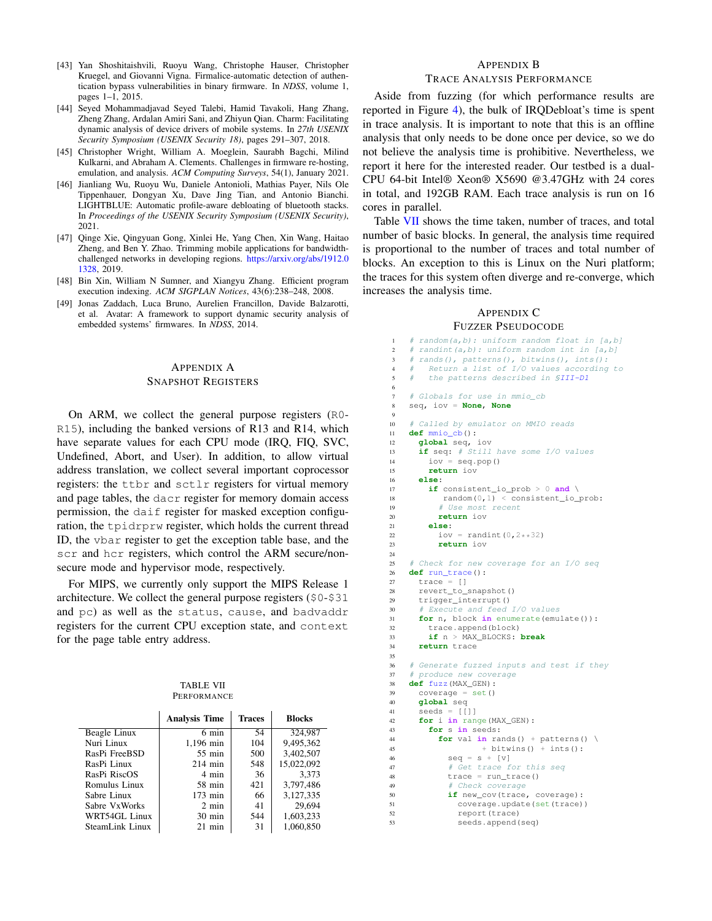[43] Yan Shoshitaishvili, Ruoyu Wang, Christophe Hauser, Christopher Kruegel, and Giovanni Vigna. Firmalice-automatic detection of authentication bypass vulnerabilities in binary firmware. In *NDSS*, volume 1, pages 1–1, 2015.

[44] Seyed Mohammadjavad Seyed Talebi, Hamid Tavakoli, Hang Zhang, Zheng Zhang, Ardalan Amiri Sani, and Zhiyun Qian. Charm: Facilitating dynamic analysis of device drivers of mobile systems. In *27th USENIX Security Symposium (USENIX Security 18)*, pages 291–307, 2018.

[45] Christopher Wright, William A. Moeglein, Saurabh Bagchi, Milind Kulkarni, and Abraham A. Clements. Challenges in firmware re-hosting, emulation, and analysis. *ACM Computing Surveys*, 54(1), January 2021.

[46] Jianliang Wu, Ruoyu Wu, Daniele Antonioli, Mathias Payer, Nils Ole Tippenhauer, Dongyan Xu, Dave Jing Tian, and Antonio Bianchi. LIGHTBLUE: Automatic profile-aware debloating of bluetooth stacks. In *Proceedings of the USENIX Security Symposium (USENIX Security)*, 2021.

[47] Qinge Xie, Qingyuan Gong, Xinlei He, Yang Chen, Xin Wang, Haitao Zheng, and Ben Y. Zhao. Trimming mobile applications for bandwidth-challenged networks in developing regions. https://arxiv.org/abs/1912.01328, 2019.

[48] Bin Xin, William N Sumner, and Xiangyu Zhang. Efficient program execution indexing. *ACM SIGPLAN Notices*, 43(6):238–248, 2008.

[49] Jonas Zaddach, Luca Bruno, Aurelien Francillon, Davide Balzarotti, et al. Avatar: A framework to support dynamic security analysis of embedded systems' firmwares. In *NDSS*, 2014.

## Appendix A
## Snapshot Registers

On ARM, we collect the general purpose registers (R0-R15), including the banked versions of R13 and R14, which have separate values for each CPU mode (IRQ, FIQ, SVC, Undefined, Abort, and User). In addition, to allow virtual address translation, we collect several important coprocessor registers: the `ttbr` and `sctlr` registers for virtual memory and page tables, the `dacr` register for memory domain access permission, the `daif` register for masked exception configuration, the `tpidrprw` register, which holds the current thread ID, the `vbar` register to get the exception table base, and the `scr` and `hcr` registers, which control the ARM secure/non-secure mode and hypervisor mode, respectively.

For MIPS, we currently only support the MIPS Release 1 architecture. We collect the general purpose registers (`$0`-`$31` and `pc`) as well as the `status`, `cause`, and `badvaddr` registers for the current CPU exception state, and `context` for the page table entry address.

TABLE VII
Performance

| | Analysis Time | Traces | Blocks |
|---|---|---|---|
| Beagle Linux | 6 min | 54 | 324,987 |
| Nuri Linux | 1,196 min | 104 | 9,495,362 |
| RasPi FreeBSD | 55 min | 500 | 3,402,507 |
| RasPi Linux | 214 min | 548 | 15,022,092 |
| RasPi RiscOS | 4 min | 36 | 3,373 |
| Romulus Linux | 58 min | 421 | 3,797,486 |
| Sabre Linux | 173 min | 66 | 3,127,335 |
| Sabre VxWorks | 2 min | 41 | 29,694 |
| WRT54GL Linux | 30 min | 544 | 1,603,233 |
| SteamLink Linux | 21 min | 31 | 1,060,850 |

## Appendix B
## Trace Analysis Performance

Aside from fuzzing (for which performance results are reported in Figure 4), the bulk of IRQDebloat's time is spent in trace analysis. It is important to note that this is an offline analysis that only needs to be done once per device, so we do not believe the analysis time is prohibitive. Nevertheless, we report it here for the interested reader. Our testbed is a dual-CPU 64-bit Intel® Xeon® X5690 @3.47GHz with 24 cores in total, and 192GB RAM. Each trace analysis is run on 16 cores in parallel.

Table VII shows the time taken, number of traces, and total number of basic blocks. In general, the analysis time required is proportional to the number of traces and total number of blocks. An exception to this is Linux on the Nuri platform; the traces for this system often diverge and re-converge, which increases the analysis time.

## Appendix C
## Fuzzer Pseudocode

```
# random(a,b): uniform random float in [a,b]
# randint(a,b): uniform random int in [a,b]
# rands(), patterns(), bitwins(), ints():
#   Return a list of I/O values according to
#   the patterns described in §III-D1

# Globals for use in mmio_cb
seq, iov = None, None

# Called by emulator on MMIO reads
def mmio_cb():
  global seq, iov
  if seq: # Still have some I/O values
    iov = seq.pop()
    return iov
  else:
    if consistent_io_prob > 0 and \
       random(0,1) < consistent_io_prob:
      # Use most recent
      return iov
    else:
      iov = randint(0,2**32)
      return iov

# Check for new coverage for an I/O seq
def run_trace():
  trace = []
  revert_to_snapshot()
  trigger_interrupt()
  # Execute and feed I/O values
  for n, block in enumerate(emulate()):
    trace.append(block)
    if n > MAX_BLOCKS: break
  return trace

# Generate fuzzed inputs and test if they
# produce new coverage
def fuzz(MAX_GEN):
  coverage = set()
  global seq
  seeds = [[]]
  for i in range(MAX_GEN):
    for s in seeds:
      for val in rands() + patterns() \
                 + bitwins() + ints():
        seq = s + [v]
        # Get trace for this seq
        trace = run_trace()
        # Check coverage
        if new_cov(trace, coverage):
          coverage.update(set(trace))
          report(trace)
          seeds.append(seq)
```